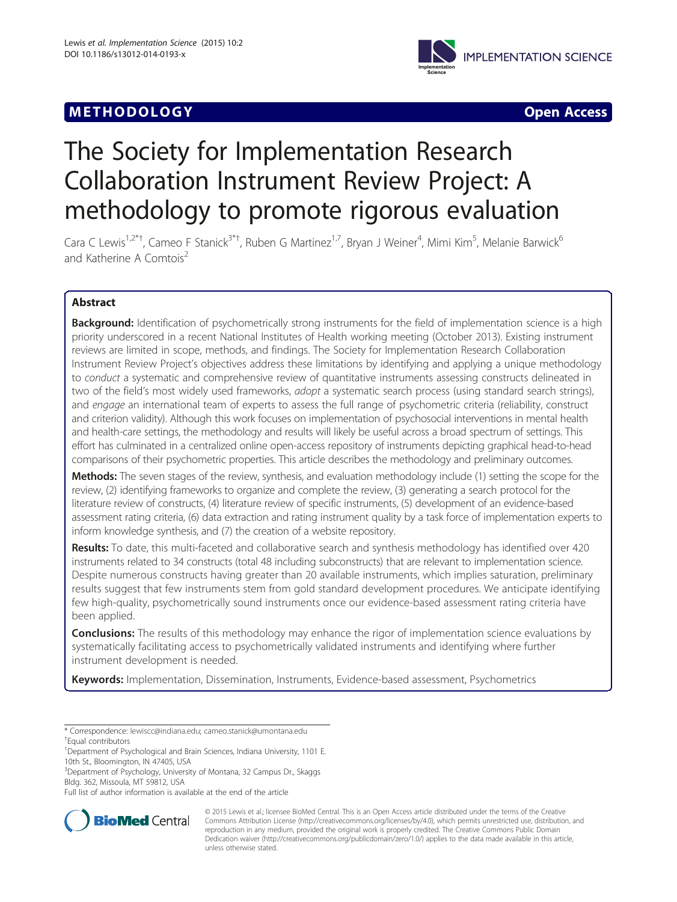# METHODOLOGY

Open Access

# The Society for Implementation Research Collaboration Instrument Review Project: A methodology to promote rigorous evaluation

Cara C Lewis[1,2*†], Cameo F Stanick[3*†], Ruben G Martinez[1,7], Bryan J Weiner[4], Mimi Kim[5], Melanie Barwick[6] and Katherine A Comtois[2]

## Abstract

**Background:** Identification of psychometrically strong instruments for the field of implementation science is a high priority underscored in a recent National Institutes of Health working meeting (October 2013). Existing instrument reviews are limited in scope, methods, and findings. The Society for Implementation Research Collaboration Instrument Review Project's objectives address these limitations by identifying and applying a unique methodology to *conduct* a systematic and comprehensive review of quantitative instruments assessing constructs delineated in two of the field's most widely used frameworks, *adopt* a systematic search process (using standard search strings), and *engage* an international team of experts to assess the full range of psychometric criteria (reliability, construct and criterion validity). Although this work focuses on implementation of psychosocial interventions in mental health and health-care settings, the methodology and results will likely be useful across a broad spectrum of settings. This effort has culminated in a centralized online open-access repository of instruments depicting graphical head-to-head comparisons of their psychometric properties. This article describes the methodology and preliminary outcomes.

**Methods:** The seven stages of the review, synthesis, and evaluation methodology include (1) setting the scope for the review, (2) identifying frameworks to organize and complete the review, (3) generating a search protocol for the literature review of constructs, (4) literature review of specific instruments, (5) development of an evidence-based assessment rating criteria, (6) data extraction and rating instrument quality by a task force of implementation experts to inform knowledge synthesis, and (7) the creation of a website repository.

**Results:** To date, this multi-faceted and collaborative search and synthesis methodology has identified over 420 instruments related to 34 constructs (total 48 including subconstructs) that are relevant to implementation science. Despite numerous constructs having greater than 20 available instruments, which implies saturation, preliminary results suggest that few instruments stem from gold standard development procedures. We anticipate identifying few high-quality, psychometrically sound instruments once our evidence-based assessment rating criteria have been applied.

**Conclusions:** The results of this methodology may enhance the rigor of implementation science evaluations by systematically facilitating access to psychometrically validated instruments and identifying where further instrument development is needed.

**Keywords:** Implementation, Dissemination, Instruments, Evidence-based assessment, Psychometrics

\* Correspondence: lewiscc@indiana.edu; cameo.stanick@umontana.edu
†Equal contributors
[1]Department of Psychological and Brain Sciences, Indiana University, 1101 E. 10th St., Bloomington, IN 47405, USA
[3]Department of Psychology, University of Montana, 32 Campus Dr., Skaggs Bldg. 362, Missoula, MT 59812, USA
Full list of author information is available at the end of the article

© 2015 Lewis et al.; licensee BioMed Central. This is an Open Access article distributed under the terms of the Creative Commons Attribution License (http://creativecommons.org/licenses/by/4.0), which permits unrestricted use, distribution, and reproduction in any medium, provided the original work is properly credited. The Creative Commons Public Domain Dedication waiver (http://creativecommons.org/publicdomain/zero/1.0/) applies to the data made available in this article, unless otherwise stated.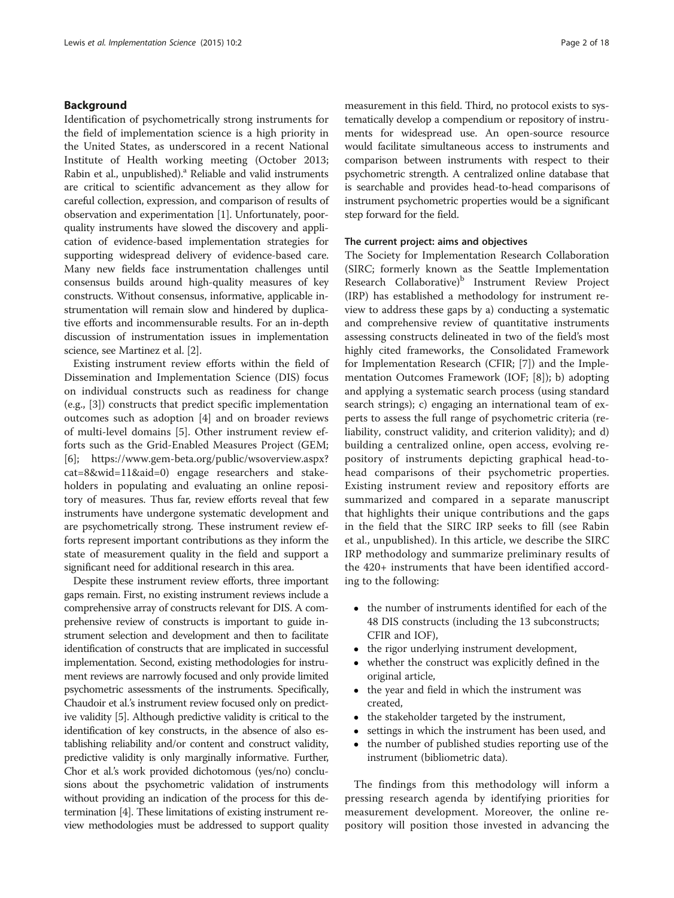## Background

Identification of psychometrically strong instruments for the field of implementation science is a high priority in the United States, as underscored in a recent National Institute of Health working meeting (October 2013; Rabin et al., unpublished).[a] Reliable and valid instruments are critical to scientific advancement as they allow for careful collection, expression, and comparison of results of observation and experimentation [1]. Unfortunately, poor-quality instruments have slowed the discovery and application of evidence-based implementation strategies for supporting widespread delivery of evidence-based care. Many new fields face instrumentation challenges until consensus builds around high-quality measures of key constructs. Without consensus, informative, applicable instrumentation will remain slow and hindered by duplicative efforts and incommensurable results. For an in-depth discussion of instrumentation issues in implementation science, see Martinez et al. [2].

Existing instrument review efforts within the field of Dissemination and Implementation Science (DIS) focus on individual constructs such as readiness for change (e.g., [3]) constructs that predict specific implementation outcomes such as adoption [4] and on broader reviews of multi-level domains [5]. Other instrument review efforts such as the Grid-Enabled Measures Project (GEM; [6]; https://www.gem-beta.org/public/wsoverview.aspx?cat=8&wid=11&aid=0) engage researchers and stakeholders in populating and evaluating an online repository of measures. Thus far, review efforts reveal that few instruments have undergone systematic development and are psychometrically strong. These instrument review efforts represent important contributions as they inform the state of measurement quality in the field and support a significant need for additional research in this area.

Despite these instrument review efforts, three important gaps remain. First, no existing instrument reviews include a comprehensive array of constructs relevant for DIS. A comprehensive review of constructs is important to guide instrument selection and development and then to facilitate identification of constructs that are implicated in successful implementation. Second, existing methodologies for instrument reviews are narrowly focused and only provide limited psychometric assessments of the instruments. Specifically, Chaudoir et al.'s instrument review focused only on predictive validity [5]. Although predictive validity is critical to the identification of key constructs, in the absence of also establishing reliability and/or content and construct validity, predictive validity is only marginally informative. Further, Chor et al.'s work provided dichotomous (yes/no) conclusions about the psychometric validation of instruments without providing an indication of the process for this determination [4]. These limitations of existing instrument review methodologies must be addressed to support quality measurement in this field. Third, no protocol exists to systematically develop a compendium or repository of instruments for widespread use. An open-source resource would facilitate simultaneous access to instruments and comparison between instruments with respect to their psychometric strength. A centralized online database that is searchable and provides head-to-head comparisons of instrument psychometric properties would be a significant step forward for the field.

### The current project: aims and objectives

The Society for Implementation Research Collaboration (SIRC; formerly known as the Seattle Implementation Research Collaborative)[b] Instrument Review Project (IRP) has established a methodology for instrument review to address these gaps by a) conducting a systematic and comprehensive review of quantitative instruments assessing constructs delineated in two of the field's most highly cited frameworks, the Consolidated Framework for Implementation Research (CFIR; [7]) and the Implementation Outcomes Framework (IOF; [8]); b) adopting and applying a systematic search process (using standard search strings); c) engaging an international team of experts to assess the full range of psychometric criteria (reliability, construct validity, and criterion validity); and d) building a centralized online, open access, evolving repository of instruments depicting graphical head-to-head comparisons of their psychometric properties. Existing instrument review and repository efforts are summarized and compared in a separate manuscript that highlights their unique contributions and the gaps in the field that the SIRC IRP seeks to fill (see Rabin et al., unpublished). In this article, we describe the SIRC IRP methodology and summarize preliminary results of the 420+ instruments that have been identified according to the following:

- the number of instruments identified for each of the 48 DIS constructs (including the 13 subconstructs; CFIR and IOF),
- the rigor underlying instrument development,
- whether the construct was explicitly defined in the original article,
- the year and field in which the instrument was created,
- the stakeholder targeted by the instrument,
- settings in which the instrument has been used, and
- the number of published studies reporting use of the instrument (bibliometric data).

The findings from this methodology will inform a pressing research agenda by identifying priorities for measurement development. Moreover, the online repository will position those invested in advancing the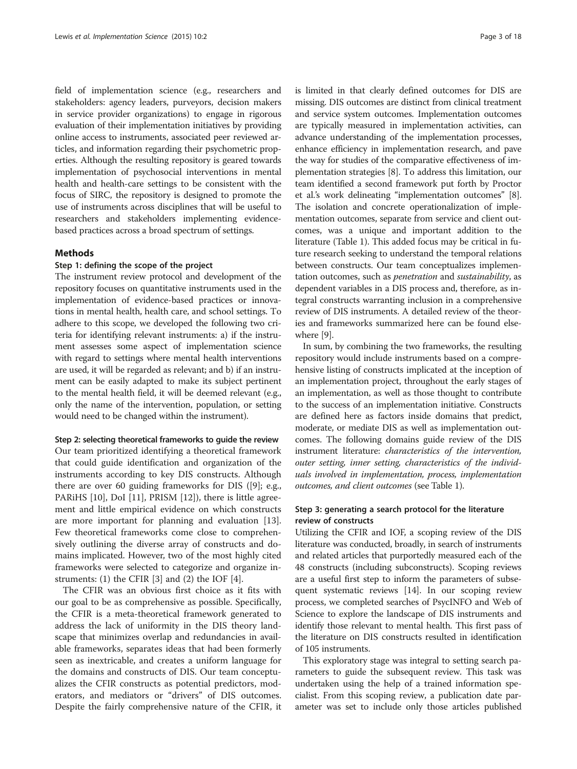field of implementation science (e.g., researchers and stakeholders: agency leaders, purveyors, decision makers in service provider organizations) to engage in rigorous evaluation of their implementation initiatives by providing online access to instruments, associated peer reviewed articles, and information regarding their psychometric properties. Although the resulting repository is geared towards implementation of psychosocial interventions in mental health and health-care settings to be consistent with the focus of SIRC, the repository is designed to promote the use of instruments across disciplines that will be useful to researchers and stakeholders implementing evidence-based practices across a broad spectrum of settings.

## Methods

### Step 1: defining the scope of the project

The instrument review protocol and development of the repository focuses on quantitative instruments used in the implementation of evidence-based practices or innovations in mental health, health care, and school settings. To adhere to this scope, we developed the following two criteria for identifying relevant instruments: a) if the instrument assesses some aspect of implementation science with regard to settings where mental health interventions are used, it will be regarded as relevant; and b) if an instrument can be easily adapted to make its subject pertinent to the mental health field, it will be deemed relevant (e.g., only the name of the intervention, population, or setting would need to be changed within the instrument).

### Step 2: selecting theoretical frameworks to guide the review

Our team prioritized identifying a theoretical framework that could guide identification and organization of the instruments according to key DIS constructs. Although there are over 60 guiding frameworks for DIS ([9]; e.g., PARiHS [10], DoI [11], PRISM [12]), there is little agreement and little empirical evidence on which constructs are more important for planning and evaluation [13]. Few theoretical frameworks come close to comprehensively outlining the diverse array of constructs and domains implicated. However, two of the most highly cited frameworks were selected to categorize and organize instruments: (1) the CFIR [3] and (2) the IOF [4].

The CFIR was an obvious first choice as it fits with our goal to be as comprehensive as possible. Specifically, the CFIR is a meta-theoretical framework generated to address the lack of uniformity in the DIS theory landscape that minimizes overlap and redundancies in available frameworks, separates ideas that had been formerly seen as inextricable, and creates a uniform language for the domains and constructs of DIS. Our team conceptualizes the CFIR constructs as potential predictors, moderators, and mediators or "drivers" of DIS outcomes. Despite the fairly comprehensive nature of the CFIR, it is limited in that clearly defined outcomes for DIS are missing. DIS outcomes are distinct from clinical treatment and service system outcomes. Implementation outcomes are typically measured in implementation activities, can advance understanding of the implementation processes, enhance efficiency in implementation research, and pave the way for studies of the comparative effectiveness of implementation strategies [8]. To address this limitation, our team identified a second framework put forth by Proctor et al.'s work delineating "implementation outcomes" [8]. The isolation and concrete operationalization of implementation outcomes, separate from service and client outcomes, was a unique and important addition to the literature (Table 1). This added focus may be critical in future research seeking to understand the temporal relations between constructs. Our team conceptualizes implementation outcomes, such as *penetration* and *sustainability*, as dependent variables in a DIS process and, therefore, as integral constructs warranting inclusion in a comprehensive review of DIS instruments. A detailed review of the theories and frameworks summarized here can be found elsewhere [9].

In sum, by combining the two frameworks, the resulting repository would include instruments based on a comprehensive listing of constructs implicated at the inception of an implementation project, throughout the early stages of an implementation, as well as those thought to contribute to the success of an implementation initiative. Constructs are defined here as factors inside domains that predict, moderate, or mediate DIS as well as implementation outcomes. The following domains guide review of the DIS instrument literature: *characteristics of the intervention, outer setting, inner setting, characteristics of the individuals involved in implementation, process, implementation outcomes, and client outcomes* (see Table 1).

### Step 3: generating a search protocol for the literature review of constructs

Utilizing the CFIR and IOF, a scoping review of the DIS literature was conducted, broadly, in search of instruments and related articles that purportedly measured each of the 48 constructs (including subconstructs). Scoping reviews are a useful first step to inform the parameters of subsequent systematic reviews [14]. In our scoping review process, we completed searches of PsycINFO and Web of Science to explore the landscape of DIS instruments and identify those relevant to mental health. This first pass of the literature on DIS constructs resulted in identification of 105 instruments.

This exploratory stage was integral to setting search parameters to guide the subsequent review. This task was undertaken using the help of a trained information specialist. From this scoping review, a publication date parameter was set to include only those articles published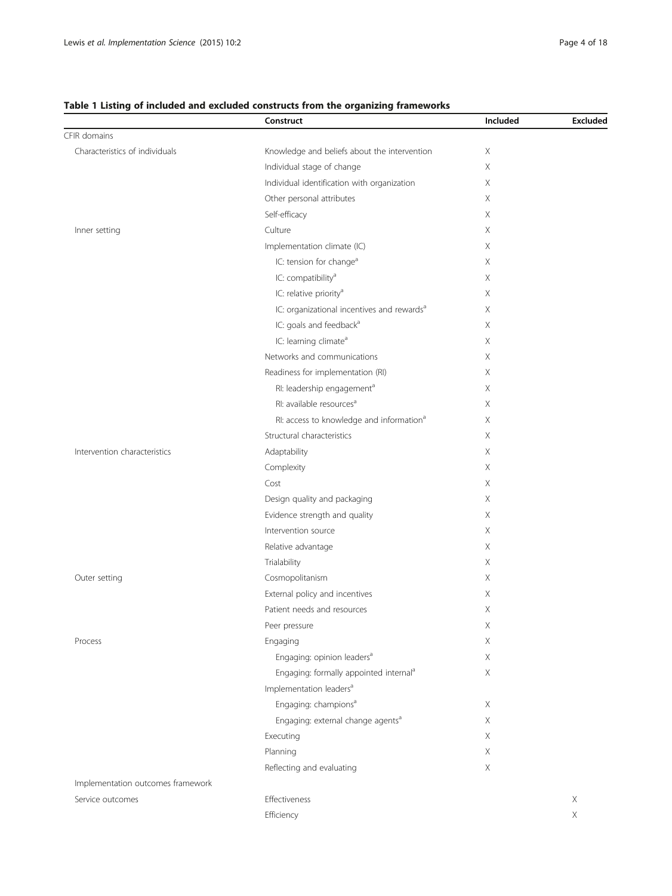**Table 1 Listing of included and excluded constructs from the organizing frameworks**

| | Construct | Included | Excluded |
|---|---|---|---|
| CFIR domains | | | |
| Characteristics of individuals | Knowledge and beliefs about the intervention | X | |
| | Individual stage of change | X | |
| | Individual identification with organization | X | |
| | Other personal attributes | X | |
| | Self-efficacy | X | |
| Inner setting | Culture | X | |
| | Implementation climate (IC) | X | |
| | IC: tension for change[a] | X | |
| | IC: compatibility[a] | X | |
| | IC: relative priority[a] | X | |
| | IC: organizational incentives and rewards[a] | X | |
| | IC: goals and feedback[a] | X | |
| | IC: learning climate[a] | X | |
| | Networks and communications | X | |
| | Readiness for implementation (RI) | X | |
| | RI: leadership engagement[a] | X | |
| | RI: available resources[a] | X | |
| | RI: access to knowledge and information[a] | X | |
| | Structural characteristics | X | |
| Intervention characteristics | Adaptability | X | |
| | Complexity | X | |
| | Cost | X | |
| | Design quality and packaging | X | |
| | Evidence strength and quality | X | |
| | Intervention source | X | |
| | Relative advantage | X | |
| | Trialability | X | |
| Outer setting | Cosmopolitanism | X | |
| | External policy and incentives | X | |
| | Patient needs and resources | X | |
| | Peer pressure | X | |
| Process | Engaging | X | |
| | Engaging: opinion leaders[a] | X | |
| | Engaging: formally appointed internal[a] | X | |
| | Implementation leaders[a] | | |
| | Engaging: champions[a] | X | |
| | Engaging: external change agents[a] | X | |
| | Executing | X | |
| | Planning | X | |
| | Reflecting and evaluating | X | |
| Implementation outcomes framework | | | |
| Service outcomes | Effectiveness | | X |
| | Efficiency | | X |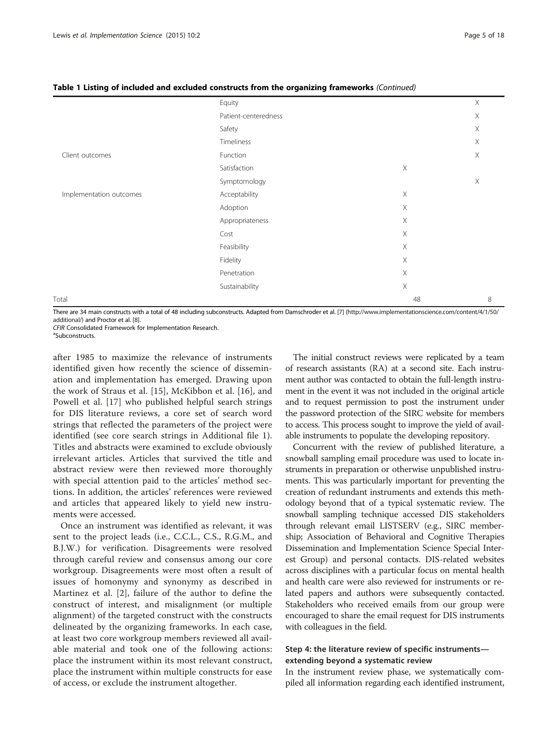**Table 1 Listing of included and excluded constructs from the organizing frameworks** *(Continued)*

| | | | |
|---|---|---|---|
| | Equity | | X |
| | Patient-centeredness | | X |
| | Safety | | X |
| | Timeliness | | X |
| Client outcomes | Function | | X |
| | Satisfaction | X | |
| | Symptomology | | X |
| Implementation outcomes | Acceptability | X | |
| | Adoption | X | |
| | Appropriateness | X | |
| | Cost | X | |
| | Feasibility | X | |
| | Fidelity | X | |
| | Penetration | X | |
| | Sustainability | X | |
| Total | | 48 | 8 |

There are 34 main constructs with a total of 48 including subconstructs. Adapted from Damschroder et al. [7] (http://www.implementationscience.com/content/4/1/50/additional/) and Proctor et al. [8].

*CFIR* Consolidated Framework for Implementation Research.

[a]Subconstructs.

after 1985 to maximize the relevance of instruments identified given how recently the science of dissemination and implementation has emerged. Drawing upon the work of Straus et al. [15], McKibbon et al. [16], and Powell et al. [17] who published helpful search strings for DIS literature reviews, a core set of search word strings that reflected the parameters of the project were identified (see core search strings in Additional file 1). Titles and abstracts were examined to exclude obviously irrelevant articles. Articles that survived the title and abstract review were then reviewed more thoroughly with special attention paid to the articles' method sections. In addition, the articles' references were reviewed and articles that appeared likely to yield new instruments were accessed.

Once an instrument was identified as relevant, it was sent to the project leads (i.e., C.C.L., C.S., R.G.M., and B.J.W.) for verification. Disagreements were resolved through careful review and consensus among our core workgroup. Disagreements were most often a result of issues of homonymy and synonymy as described in Martinez et al. [2], failure of the author to define the construct of interest, and misalignment (or multiple alignment) of the targeted construct with the constructs delineated by the organizing frameworks. In each case, at least two core workgroup members reviewed all available material and took one of the following actions: place the instrument within its most relevant construct, place the instrument within multiple constructs for ease of access, or exclude the instrument altogether.

The initial construct reviews were replicated by a team of research assistants (RA) at a second site. Each instrument author was contacted to obtain the full-length instrument in the event it was not included in the original article and to request permission to post the instrument under the password protection of the SIRC website for members to access. This process sought to improve the yield of available instruments to populate the developing repository.

Concurrent with the review of published literature, a snowball sampling email procedure was used to locate instruments in preparation or otherwise unpublished instruments. This was particularly important for preventing the creation of redundant instruments and extends this methodology beyond that of a typical systematic review. The snowball sampling technique accessed DIS stakeholders through relevant email LISTSERV (e.g., SIRC membership; Association of Behavioral and Cognitive Therapies Dissemination and Implementation Science Special Interest Group) and personal contacts. DIS-related websites across disciplines with a particular focus on mental health and health care were also reviewed for instruments or related papers and authors were subsequently contacted. Stakeholders who received emails from our group were encouraged to share the email request for DIS instruments with colleagues in the field.

### Step 4: the literature review of specific instruments—extending beyond a systematic review

In the instrument review phase, we systematically compiled all information regarding each identified instrument,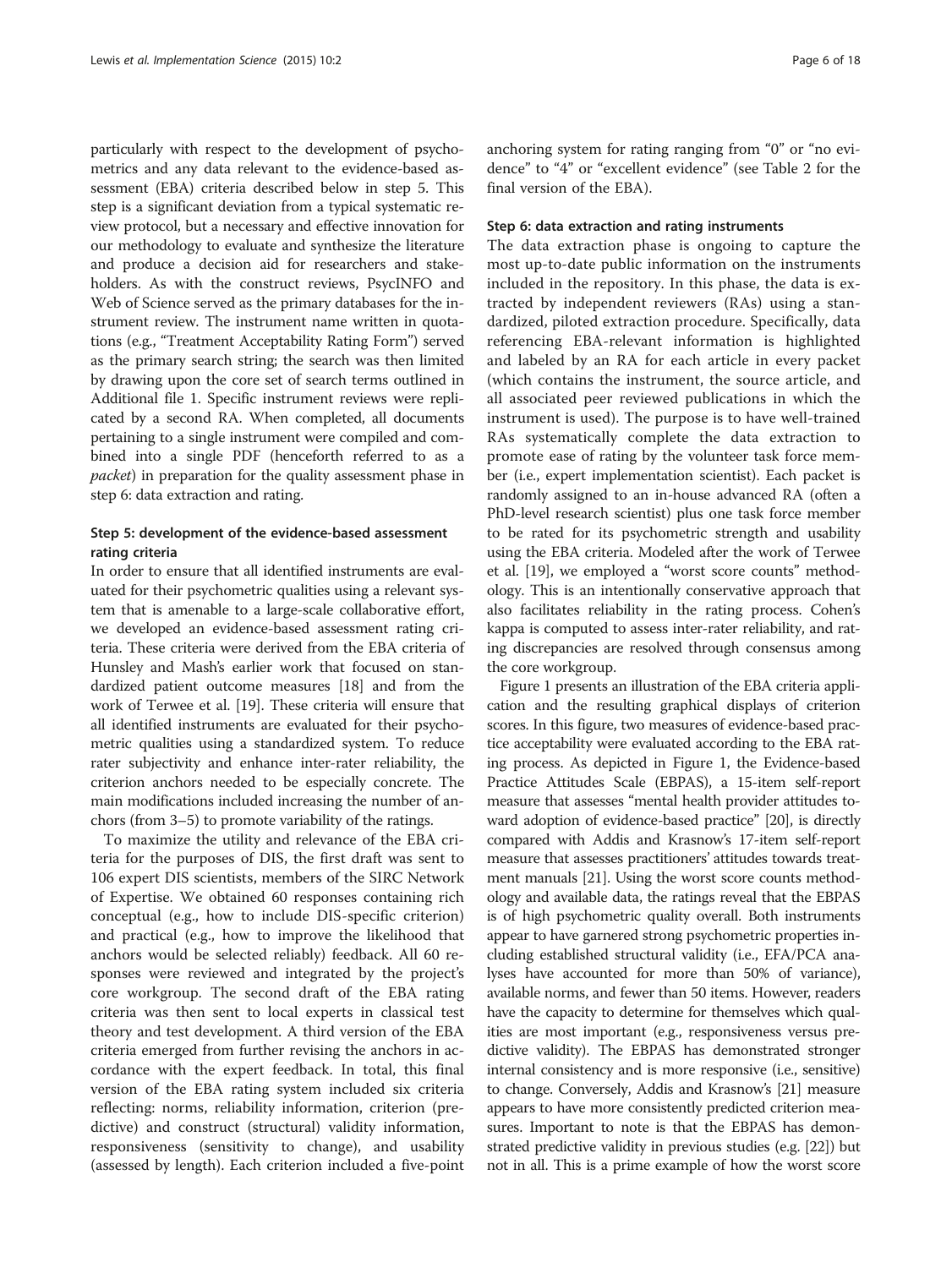particularly with respect to the development of psychometrics and any data relevant to the evidence-based assessment (EBA) criteria described below in step 5. This step is a significant deviation from a typical systematic review protocol, but a necessary and effective innovation for our methodology to evaluate and synthesize the literature and produce a decision aid for researchers and stakeholders. As with the construct reviews, PsycINFO and Web of Science served as the primary databases for the instrument review. The instrument name written in quotations (e.g., "Treatment Acceptability Rating Form") served as the primary search string; the search was then limited by drawing upon the core set of search terms outlined in Additional file 1. Specific instrument reviews were replicated by a second RA. When completed, all documents pertaining to a single instrument were compiled and combined into a single PDF (henceforth referred to as a *packet*) in preparation for the quality assessment phase in step 6: data extraction and rating.

### Step 5: development of the evidence-based assessment rating criteria

In order to ensure that all identified instruments are evaluated for their psychometric qualities using a relevant system that is amenable to a large-scale collaborative effort, we developed an evidence-based assessment rating criteria. These criteria were derived from the EBA criteria of Hunsley and Mash's earlier work that focused on standardized patient outcome measures [18] and from the work of Terwee et al. [19]. These criteria will ensure that all identified instruments are evaluated for their psychometric qualities using a standardized system. To reduce rater subjectivity and enhance inter-rater reliability, the criterion anchors needed to be especially concrete. The main modifications included increasing the number of anchors (from 3–5) to promote variability of the ratings.

To maximize the utility and relevance of the EBA criteria for the purposes of DIS, the first draft was sent to 106 expert DIS scientists, members of the SIRC Network of Expertise. We obtained 60 responses containing rich conceptual (e.g., how to include DIS-specific criterion) and practical (e.g., how to improve the likelihood that anchors would be selected reliably) feedback. All 60 responses were reviewed and integrated by the project's core workgroup. The second draft of the EBA rating criteria was then sent to local experts in classical test theory and test development. A third version of the EBA criteria emerged from further revising the anchors in accordance with the expert feedback. In total, this final version of the EBA rating system included six criteria reflecting: norms, reliability information, criterion (predictive) and construct (structural) validity information, responsiveness (sensitivity to change), and usability (assessed by length). Each criterion included a five-point anchoring system for rating ranging from "0" or "no evidence" to "4" or "excellent evidence" (see Table 2 for the final version of the EBA).

### Step 6: data extraction and rating instruments

The data extraction phase is ongoing to capture the most up-to-date public information on the instruments included in the repository. In this phase, the data is extracted by independent reviewers (RAs) using a standardized, piloted extraction procedure. Specifically, data referencing EBA-relevant information is highlighted and labeled by an RA for each article in every packet (which contains the instrument, the source article, and all associated peer reviewed publications in which the instrument is used). The purpose is to have well-trained RAs systematically complete the data extraction to promote ease of rating by the volunteer task force member (i.e., expert implementation scientist). Each packet is randomly assigned to an in-house advanced RA (often a PhD-level research scientist) plus one task force member to be rated for its psychometric strength and usability using the EBA criteria. Modeled after the work of Terwee et al. [19], we employed a "worst score counts" methodology. This is an intentionally conservative approach that also facilitates reliability in the rating process. Cohen's kappa is computed to assess inter-rater reliability, and rating discrepancies are resolved through consensus among the core workgroup.

Figure 1 presents an illustration of the EBA criteria application and the resulting graphical displays of criterion scores. In this figure, two measures of evidence-based practice acceptability were evaluated according to the EBA rating process. As depicted in Figure 1, the Evidence-based Practice Attitudes Scale (EBPAS), a 15-item self-report measure that assesses "mental health provider attitudes toward adoption of evidence-based practice" [20], is directly compared with Addis and Krasnow's 17-item self-report measure that assesses practitioners' attitudes towards treatment manuals [21]. Using the worst score counts methodology and available data, the ratings reveal that the EBPAS is of high psychometric quality overall. Both instruments appear to have garnered strong psychometric properties including established structural validity (i.e., EFA/PCA analyses have accounted for more than 50% of variance), available norms, and fewer than 50 items. However, readers have the capacity to determine for themselves which qualities are most important (e.g., responsiveness versus predictive validity). The EBPAS has demonstrated stronger internal consistency and is more responsive (i.e., sensitive) to change. Conversely, Addis and Krasnow's [21] measure appears to have more consistently predicted criterion measures. Important to note is that the EBPAS has demonstrated predictive validity in previous studies (e.g. [22]) but not in all. This is a prime example of how the worst score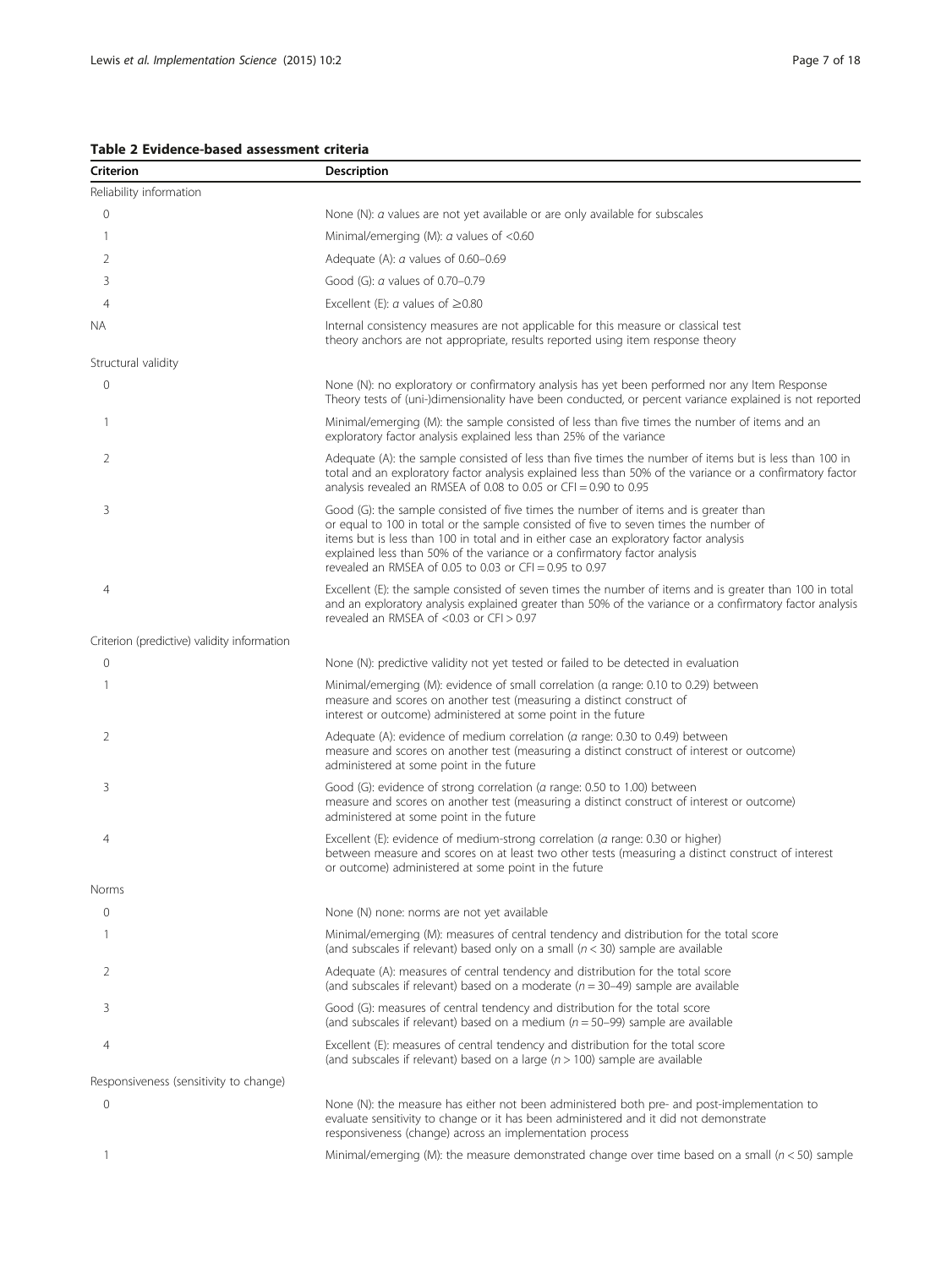**Table 2 Evidence-based assessment criteria**

| Criterion | Description |
|---|---|
| Reliability information | |
| 0 | None (N): *α* values are not yet available or are only available for subscales |
| 1 | Minimal/emerging (M): *α* values of <0.60 |
| 2 | Adequate (A): *α* values of 0.60–0.69 |
| 3 | Good (G): *α* values of 0.70–0.79 |
| 4 | Excellent (E): *α* values of ≥0.80 |
| NA | Internal consistency measures are not applicable for this measure or classical test theory anchors are not appropriate, results reported using item response theory |
| Structural validity | |
| 0 | None (N): no exploratory or confirmatory analysis has yet been performed nor any Item Response Theory tests of (uni-)dimensionality have been conducted, or percent variance explained is not reported |
| 1 | Minimal/emerging (M): the sample consisted of less than five times the number of items and an exploratory factor analysis explained less than 25% of the variance |
| 2 | Adequate (A): the sample consisted of less than five times the number of items but is less than 100 in total and an exploratory factor analysis explained less than 50% of the variance or a confirmatory factor analysis revealed an RMSEA of 0.08 to 0.05 or CFI = 0.90 to 0.95 |
| 3 | Good (G): the sample consisted of five times the number of items and is greater than or equal to 100 in total or the sample consisted of five to seven times the number of items but is less than 100 in total and in either case an exploratory factor analysis explained less than 50% of the variance or a confirmatory factor analysis revealed an RMSEA of 0.05 to 0.03 or CFI = 0.95 to 0.97 |
| 4 | Excellent (E): the sample consisted of seven times the number of items and is greater than 100 in total and an exploratory analysis explained greater than 50% of the variance or a confirmatory factor analysis revealed an RMSEA of <0.03 or CFI > 0.97 |
| Criterion (predictive) validity information | |
| 0 | None (N): predictive validity not yet tested or failed to be detected in evaluation |
| 1 | Minimal/emerging (M): evidence of small correlation (α range: 0.10 to 0.29) between measure and scores on another test (measuring a distinct construct of interest or outcome) administered at some point in the future |
| 2 | Adequate (A): evidence of medium correlation (*α* range: 0.30 to 0.49) between measure and scores on another test (measuring a distinct construct of interest or outcome) administered at some point in the future |
| 3 | Good (G): evidence of strong correlation (*α* range: 0.50 to 1.00) between measure and scores on another test (measuring a distinct construct of interest or outcome) administered at some point in the future |
| 4 | Excellent (E): evidence of medium-strong correlation (*α* range: 0.30 or higher) between measure and scores on at least two other tests (measuring a distinct construct of interest or outcome) administered at some point in the future |
| Norms | |
| 0 | None (N) none: norms are not yet available |
| 1 | Minimal/emerging (M): measures of central tendency and distribution for the total score (and subscales if relevant) based only on a small ($n < 30$) sample are available |
| 2 | Adequate (A): measures of central tendency and distribution for the total score (and subscales if relevant) based on a moderate ($n = 30$–$49$) sample are available |
| 3 | Good (G): measures of central tendency and distribution for the total score (and subscales if relevant) based on a medium ($n = 50$–$99$) sample are available |
| 4 | Excellent (E): measures of central tendency and distribution for the total score (and subscales if relevant) based on a large ($n > 100$) sample are available |
| Responsiveness (sensitivity to change) | |
| 0 | None (N): the measure has either not been administered both pre- and post-implementation to evaluate sensitivity to change or it has been administered and it did not demonstrate responsiveness (change) across an implementation process |
| 1 | Minimal/emerging (M): the measure demonstrated change over time based on a small ($n < 50$) sample |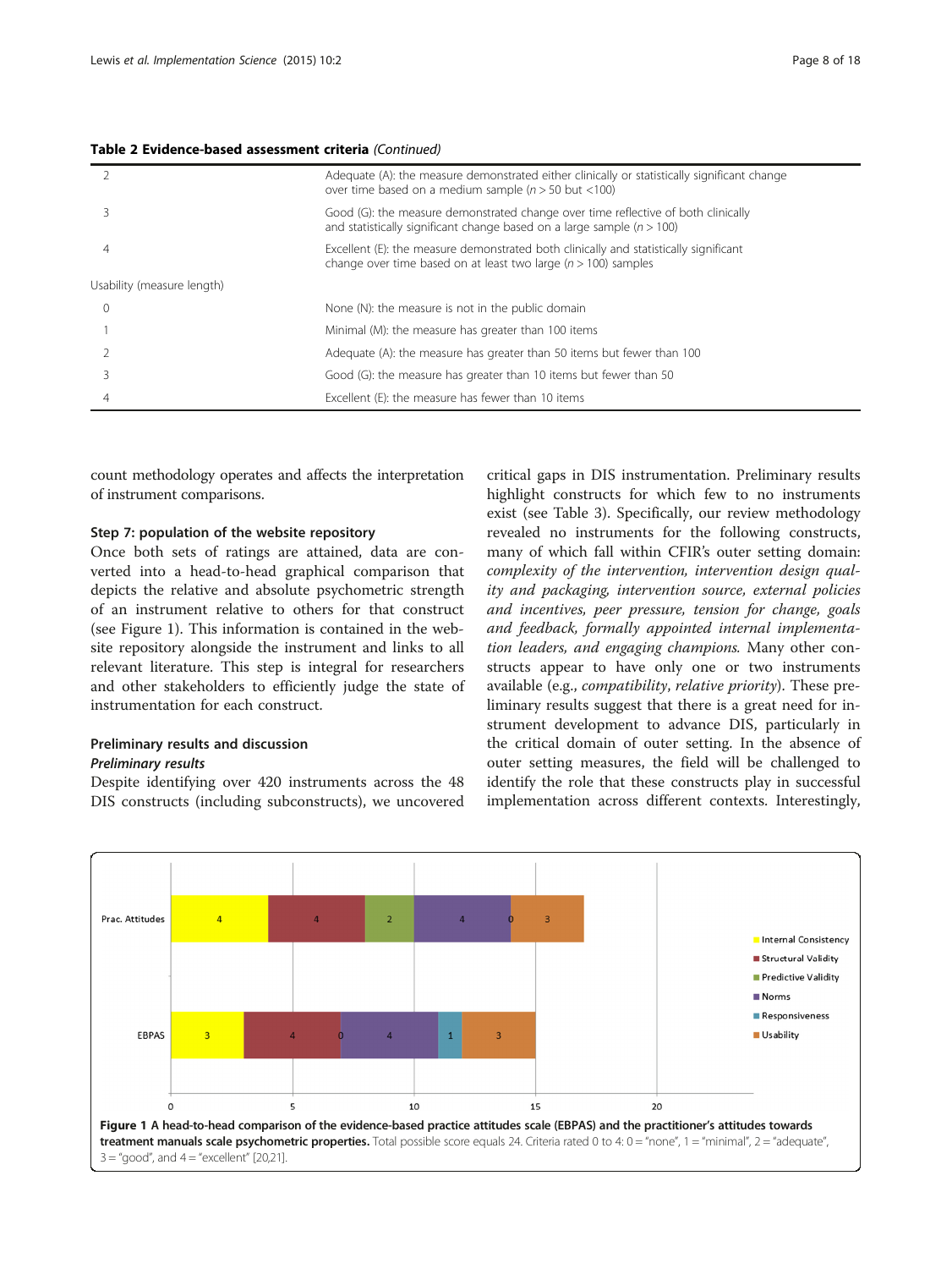**Table 2 Evidence-based assessment criteria** *(Continued)*

| | |
|---|---|
| 2 | Adequate (A): the measure demonstrated either clinically or statistically significant change over time based on a medium sample ($n > 50$ but $<100$) |
| 3 | Good (G): the measure demonstrated change over time reflective of both clinically and statistically significant change based on a large sample ($n > 100$) |
| 4 | Excellent (E): the measure demonstrated both clinically and statistically significant change over time based on at least two large ($n > 100$) samples |
| Usability (measure length) | |
| 0 | None (N): the measure is not in the public domain |
| 1 | Minimal (M): the measure has greater than 100 items |
| 2 | Adequate (A): the measure has greater than 50 items but fewer than 100 |
| 3 | Good (G): the measure has greater than 10 items but fewer than 50 |
| 4 | Excellent (E): the measure has fewer than 10 items |

count methodology operates and affects the interpretation of instrument comparisons.

### Step 7: population of the website repository

Once both sets of ratings are attained, data are converted into a head-to-head graphical comparison that depicts the relative and absolute psychometric strength of an instrument relative to others for that construct (see Figure 1). This information is contained in the website repository alongside the instrument and links to all relevant literature. This step is integral for researchers and other stakeholders to efficiently judge the state of instrumentation for each construct.

## Preliminary results and discussion

### *Preliminary results*

Despite identifying over 420 instruments across the 48 DIS constructs (including subconstructs), we uncovered critical gaps in DIS instrumentation. Preliminary results highlight constructs for which few to no instruments exist (see Table 3). Specifically, our review methodology revealed no instruments for the following constructs, many of which fall within CFIR's outer setting domain: *complexity of the intervention, intervention design quality and packaging, intervention source, external policies and incentives, peer pressure, tension for change, goals and feedback, formally appointed internal implementation leaders, and engaging champions.* Many other constructs appear to have only one or two instruments available (e.g., *compatibility*, *relative priority*). These preliminary results suggest that there is a great need for instrument development to advance DIS, particularly in the critical domain of outer setting. In the absence of outer setting measures, the field will be challenged to identify the role that these constructs play in successful implementation across different contexts. Interestingly,

**Figure 1 A head-to-head comparison of the evidence-based practice attitudes scale (EBPAS) and the practitioner's attitudes towards treatment manuals scale psychometric properties.** Total possible score equals 24. Criteria rated 0 to 4: 0 = "none", 1 = "minimal", 2 = "adequate", 3 = "good", and 4 = "excellent" [20,21].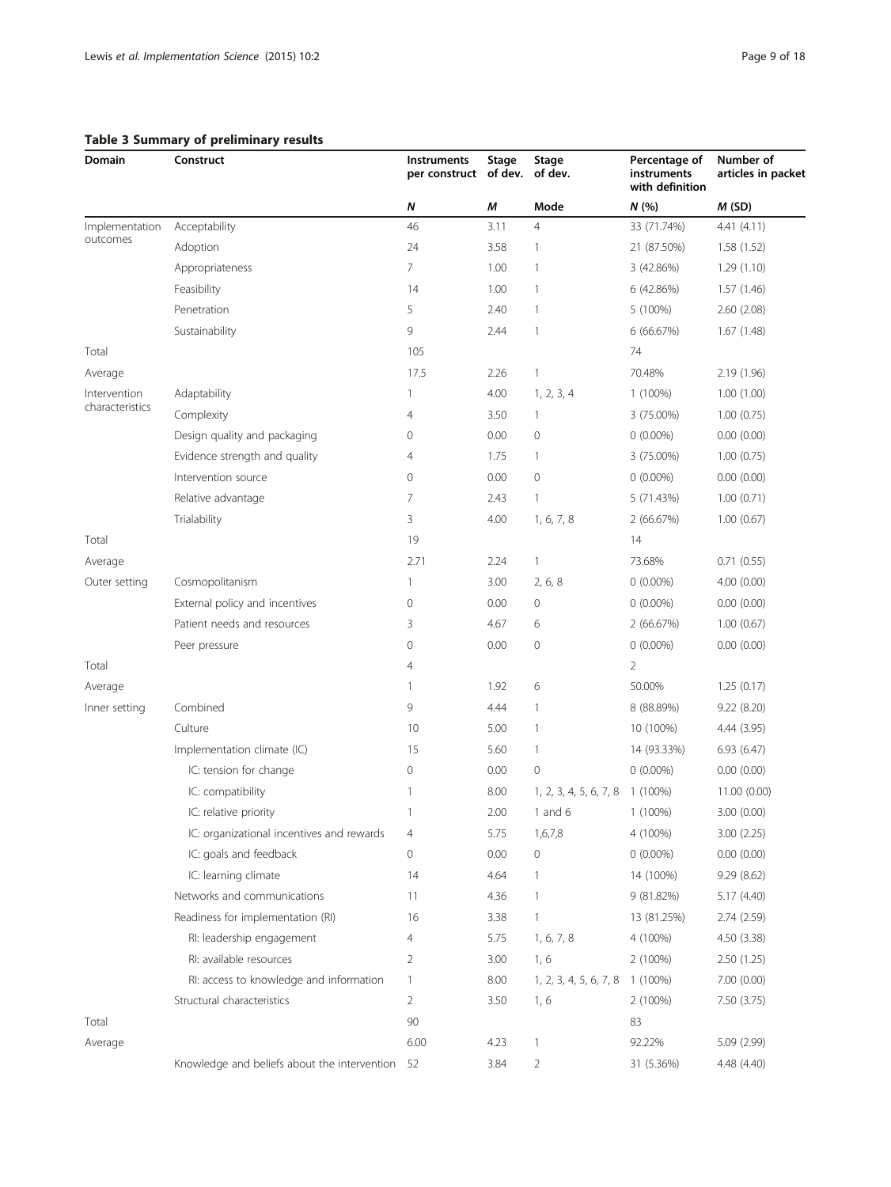**Table 3 Summary of preliminary results**

| Domain | Construct | Instruments per construct | Stage of dev. | Stage of dev. | Percentage of instruments with definition | Number of articles in packet |
|---|---|---|---|---|---|---|
| | | *N* | *M* | Mode | *N* (%) | *M* (SD) |
| Implementation outcomes | Acceptability | 46 | 3.11 | 4 | 33 (71.74%) | 4.41 (4.11) |
| | Adoption | 24 | 3.58 | 1 | 21 (87.50%) | 1.58 (1.52) |
| | Appropriateness | 7 | 1.00 | 1 | 3 (42.86%) | 1.29 (1.10) |
| | Feasibility | 14 | 1.00 | 1 | 6 (42.86%) | 1.57 (1.46) |
| | Penetration | 5 | 2.40 | 1 | 5 (100%) | 2.60 (2.08) |
| | Sustainability | 9 | 2.44 | 1 | 6 (66.67%) | 1.67 (1.48) |
| Total | | 105 | | | 74 | |
| Average | | 17.5 | 2.26 | 1 | 70.48% | 2.19 (1.96) |
| Intervention characteristics | Adaptability | 1 | 4.00 | 1, 2, 3, 4 | 1 (100%) | 1.00 (1.00) |
| | Complexity | 4 | 3.50 | 1 | 3 (75.00%) | 1.00 (0.75) |
| | Design quality and packaging | 0 | 0.00 | 0 | 0 (0.00%) | 0.00 (0.00) |
| | Evidence strength and quality | 4 | 1.75 | 1 | 3 (75.00%) | 1.00 (0.75) |
| | Intervention source | 0 | 0.00 | 0 | 0 (0.00%) | 0.00 (0.00) |
| | Relative advantage | 7 | 2.43 | 1 | 5 (71.43%) | 1.00 (0.71) |
| | Trialability | 3 | 4.00 | 1, 6, 7, 8 | 2 (66.67%) | 1.00 (0.67) |
| Total | | 19 | | | 14 | |
| Average | | 2.71 | 2.24 | 1 | 73.68% | 0.71 (0.55) |
| Outer setting | Cosmopolitanism | 1 | 3.00 | 2, 6, 8 | 0 (0.00%) | 4.00 (0.00) |
| | External policy and incentives | 0 | 0.00 | 0 | 0 (0.00%) | 0.00 (0.00) |
| | Patient needs and resources | 3 | 4.67 | 6 | 2 (66.67%) | 1.00 (0.67) |
| | Peer pressure | 0 | 0.00 | 0 | 0 (0.00%) | 0.00 (0.00) |
| Total | | 4 | | | 2 | |
| Average | | 1 | 1.92 | 6 | 50.00% | 1.25 (0.17) |
| Inner setting | Combined | 9 | 4.44 | 1 | 8 (88.89%) | 9.22 (8.20) |
| | Culture | 10 | 5.00 | 1 | 10 (100%) | 4.44 (3.95) |
| | Implementation climate (IC) | 15 | 5.60 | 1 | 14 (93.33%) | 6.93 (6.47) |
| | IC: tension for change | 0 | 0.00 | 0 | 0 (0.00%) | 0.00 (0.00) |
| | IC: compatibility | 1 | 8.00 | 1, 2, 3, 4, 5, 6, 7, 8 | 1 (100%) | 11.00 (0.00) |
| | IC: relative priority | 1 | 2.00 | 1 and 6 | 1 (100%) | 3.00 (0.00) |
| | IC: organizational incentives and rewards | 4 | 5.75 | 1,6,7,8 | 4 (100%) | 3.00 (2.25) |
| | IC: goals and feedback | 0 | 0.00 | 0 | 0 (0.00%) | 0.00 (0.00) |
| | IC: learning climate | 14 | 4.64 | 1 | 14 (100%) | 9.29 (8.62) |
| | Networks and communications | 11 | 4.36 | 1 | 9 (81.82%) | 5.17 (4.40) |
| | Readiness for implementation (RI) | 16 | 3.38 | 1 | 13 (81.25%) | 2.74 (2.59) |
| | RI: leadership engagement | 4 | 5.75 | 1, 6, 7, 8 | 4 (100%) | 4.50 (3.38) |
| | RI: available resources | 2 | 3.00 | 1, 6 | 2 (100%) | 2.50 (1.25) |
| | RI: access to knowledge and information | 1 | 8.00 | 1, 2, 3, 4, 5, 6, 7, 8 | 1 (100%) | 7.00 (0.00) |
| | Structural characteristics | 2 | 3.50 | 1, 6 | 2 (100%) | 7.50 (3.75) |
| Total | | 90 | | | 83 | |
| Average | | 6.00 | 4.23 | 1 | 92.22% | 5.09 (2.99) |
| | Knowledge and beliefs about the intervention | 52 | 3.84 | 2 | 31 (5.36%) | 4.48 (4.40) |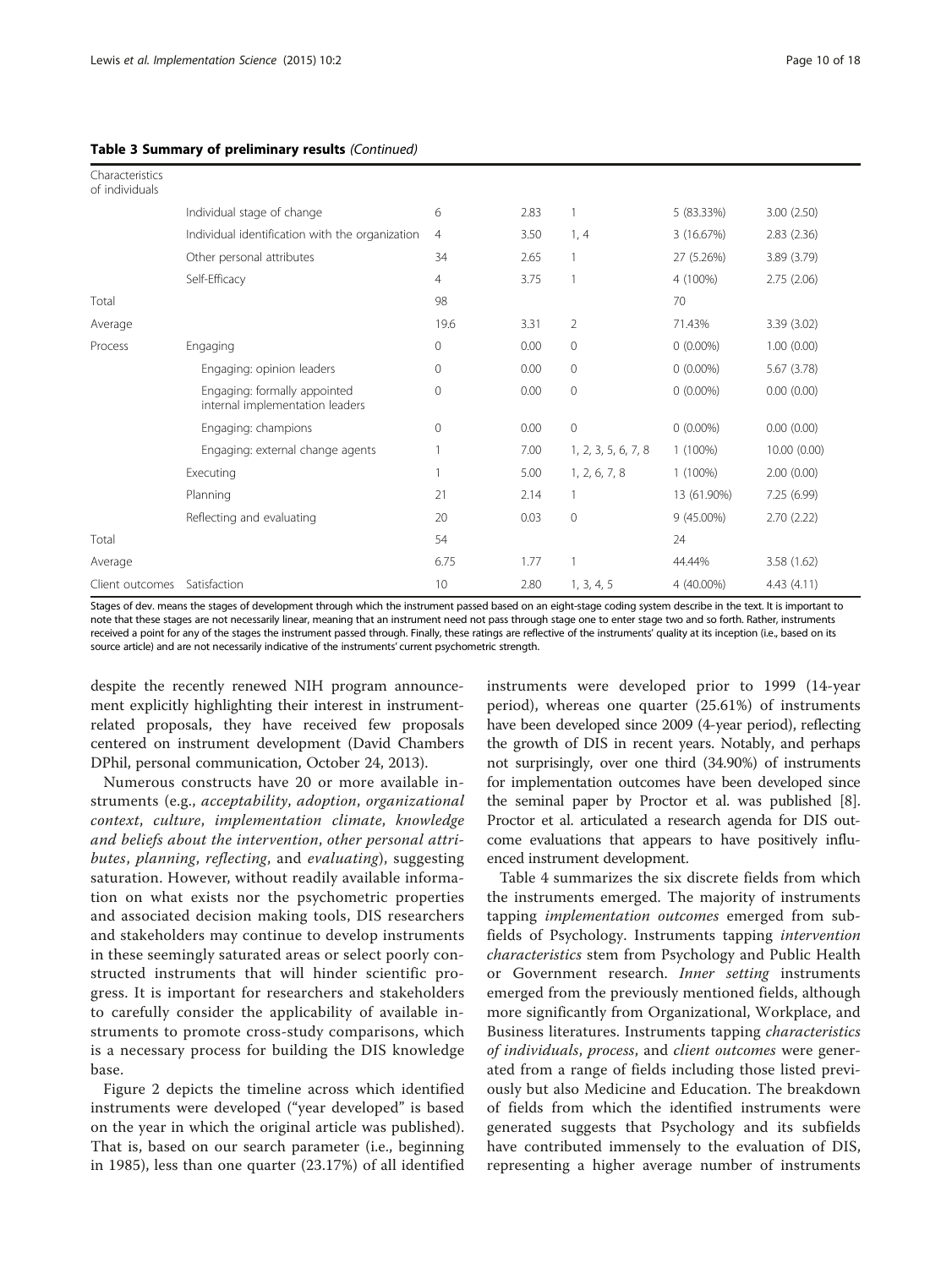**Table 3 Summary of preliminary results** *(Continued)*

| | | | | | | |
|---|---|---|---|---|---|---|
| Characteristics of individuals | | | | | | |
| | Individual stage of change | 6 | 2.83 | 1 | 5 (83.33%) | 3.00 (2.50) |
| | Individual identification with the organization | 4 | 3.50 | 1, 4 | 3 (16.67%) | 2.83 (2.36) |
| | Other personal attributes | 34 | 2.65 | 1 | 27 (5.26%) | 3.89 (3.79) |
| | Self-Efficacy | 4 | 3.75 | 1 | 4 (100%) | 2.75 (2.06) |
| Total | | 98 | | | 70 | |
| Average | | 19.6 | 3.31 | 2 | 71.43% | 3.39 (3.02) |
| Process | Engaging | 0 | 0.00 | 0 | 0 (0.00%) | 1.00 (0.00) |
| | Engaging: opinion leaders | 0 | 0.00 | 0 | 0 (0.00%) | 5.67 (3.78) |
| | Engaging: formally appointed internal implementation leaders | 0 | 0.00 | 0 | 0 (0.00%) | 0.00 (0.00) |
| | Engaging: champions | 0 | 0.00 | 0 | 0 (0.00%) | 0.00 (0.00) |
| | Engaging: external change agents | 1 | 7.00 | 1, 2, 3, 5, 6, 7, 8 | 1 (100%) | 10.00 (0.00) |
| | Executing | 1 | 5.00 | 1, 2, 6, 7, 8 | 1 (100%) | 2.00 (0.00) |
| | Planning | 21 | 2.14 | 1 | 13 (61.90%) | 7.25 (6.99) |
| | Reflecting and evaluating | 20 | 0.03 | 0 | 9 (45.00%) | 2.70 (2.22) |
| Total | | 54 | | | 24 | |
| Average | | 6.75 | 1.77 | 1 | 44.44% | 3.58 (1.62) |
| Client outcomes | Satisfaction | 10 | 2.80 | 1, 3, 4, 5 | 4 (40.00%) | 4.43 (4.11) |

Stages of dev. means the stages of development through which the instrument passed based on an eight-stage coding system describe in the text. It is important to note that these stages are not necessarily linear, meaning that an instrument need not pass through stage one to enter stage two and so forth. Rather, instruments received a point for any of the stages the instrument passed through. Finally, these ratings are reflective of the instruments' quality at its inception (i.e., based on its source article) and are not necessarily indicative of the instruments' current psychometric strength.

despite the recently renewed NIH program announcement explicitly highlighting their interest in instrument-related proposals, they have received few proposals centered on instrument development (David Chambers DPhil, personal communication, October 24, 2013).

Numerous constructs have 20 or more available instruments (e.g., *acceptability*, *adoption*, *organizational context*, *culture*, *implementation climate*, *knowledge and beliefs about the intervention*, *other personal attributes*, *planning*, *reflecting*, and *evaluating*), suggesting saturation. However, without readily available information on what exists nor the psychometric properties and associated decision making tools, DIS researchers and stakeholders may continue to develop instruments in these seemingly saturated areas or select poorly constructed instruments that will hinder scientific progress. It is important for researchers and stakeholders to carefully consider the applicability of available instruments to promote cross-study comparisons, which is a necessary process for building the DIS knowledge base.

Figure 2 depicts the timeline across which identified instruments were developed ("year developed" is based on the year in which the original article was published). That is, based on our search parameter (i.e., beginning in 1985), less than one quarter (23.17%) of all identified instruments were developed prior to 1999 (14-year period), whereas one quarter (25.61%) of instruments have been developed since 2009 (4-year period), reflecting the growth of DIS in recent years. Notably, and perhaps not surprisingly, over one third (34.90%) of instruments for implementation outcomes have been developed since the seminal paper by Proctor et al. was published [8]. Proctor et al. articulated a research agenda for DIS outcome evaluations that appears to have positively influenced instrument development.

Table 4 summarizes the six discrete fields from which the instruments emerged. The majority of instruments tapping *implementation outcomes* emerged from subfields of Psychology. Instruments tapping *intervention characteristics* stem from Psychology and Public Health or Government research. *Inner setting* instruments emerged from the previously mentioned fields, although more significantly from Organizational, Workplace, and Business literatures. Instruments tapping *characteristics of individuals*, *process*, and *client outcomes* were generated from a range of fields including those listed previously but also Medicine and Education. The breakdown of fields from which the identified instruments were generated suggests that Psychology and its subfields have contributed immensely to the evaluation of DIS, representing a higher average number of instruments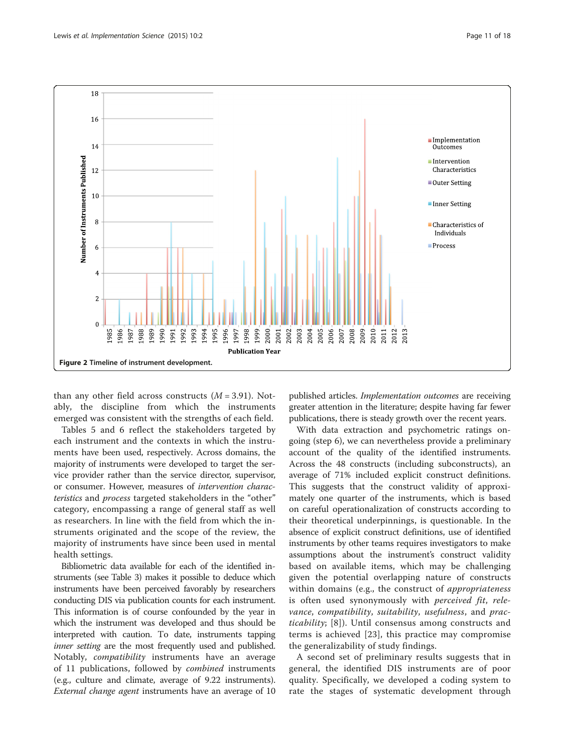Figure 2 Timeline of instrument development.

than any other field across constructs ($M = 3.91$). Notably, the discipline from which the instruments emerged was consistent with the strengths of each field.

Tables 5 and 6 reflect the stakeholders targeted by each instrument and the contexts in which the instruments have been used, respectively. Across domains, the majority of instruments were developed to target the service provider rather than the service director, supervisor, or consumer. However, measures of *intervention characteristics* and *process* targeted stakeholders in the "other" category, encompassing a range of general staff as well as researchers. In line with the field from which the instruments originated and the scope of the review, the majority of instruments have since been used in mental health settings.

Bibliometric data available for each of the identified instruments (see Table 3) makes it possible to deduce which instruments have been perceived favorably by researchers conducting DIS via publication counts for each instrument. This information is of course confounded by the year in which the instrument was developed and thus should be interpreted with caution. To date, instruments tapping *inner setting* are the most frequently used and published. Notably, *compatibility* instruments have an average of 11 publications, followed by *combined* instruments (e.g., culture and climate, average of 9.22 instruments). *External change agent* instruments have an average of 10 published articles. *Implementation outcomes* are receiving greater attention in the literature; despite having far fewer publications, there is steady growth over the recent years.

With data extraction and psychometric ratings ongoing (step 6), we can nevertheless provide a preliminary account of the quality of the identified instruments. Across the 48 constructs (including subconstructs), an average of 71% included explicit construct definitions. This suggests that the construct validity of approximately one quarter of the instruments, which is based on careful operationalization of constructs according to their theoretical underpinnings, is questionable. In the absence of explicit construct definitions, use of identified instruments by other teams requires investigators to make assumptions about the instrument's construct validity based on available items, which may be challenging given the potential overlapping nature of constructs within domains (e.g., the construct of *appropriateness* is often used synonymously with *perceived fit*, *relevance*, *compatibility*, *suitability*, *usefulness*, and *practicability*; [8]). Until consensus among constructs and terms is achieved [23], this practice may compromise the generalizability of study findings.

A second set of preliminary results suggests that in general, the identified DIS instruments are of poor quality. Specifically, we developed a coding system to rate the stages of systematic development through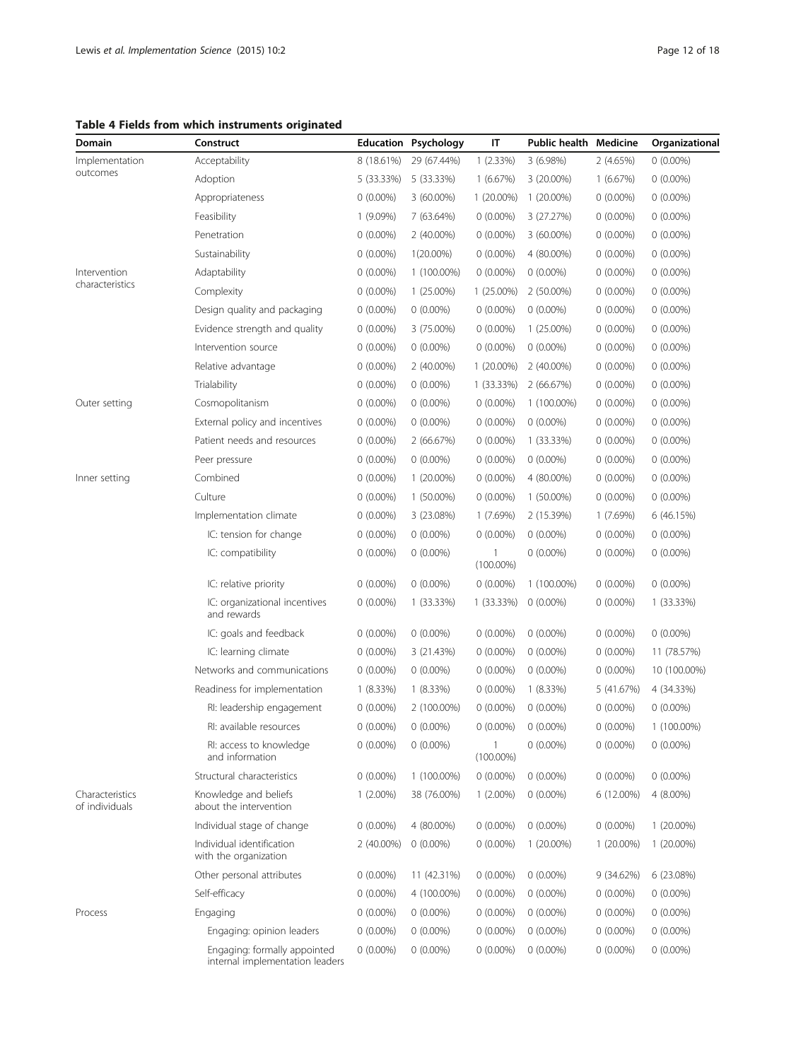**Table 4 Fields from which instruments originated**

| Domain | Construct | Education | Psychology | IT | Public health | Medicine | Organizational |
|---|---|---|---|---|---|---|---|
| Implementation outcomes | Acceptability | 8 (18.61%) | 29 (67.44%) | 1 (2.33%) | 3 (6.98%) | 2 (4.65%) | 0 (0.00%) |
| | Adoption | 5 (33.33%) | 5 (33.33%) | 1 (6.67%) | 3 (20.00%) | 1 (6.67%) | 0 (0.00%) |
| | Appropriateness | 0 (0.00%) | 3 (60.00%) | 1 (20.00%) | 1 (20.00%) | 0 (0.00%) | 0 (0.00%) |
| | Feasibility | 1 (9.09%) | 7 (63.64%) | 0 (0.00%) | 3 (27.27%) | 0 (0.00%) | 0 (0.00%) |
| | Penetration | 0 (0.00%) | 2 (40.00%) | 0 (0.00%) | 3 (60.00%) | 0 (0.00%) | 0 (0.00%) |
| | Sustainability | 0 (0.00%) | 1(20.00%) | 0 (0.00%) | 4 (80.00%) | 0 (0.00%) | 0 (0.00%) |
| Intervention characteristics | Adaptability | 0 (0.00%) | 1 (100.00%) | 0 (0.00%) | 0 (0.00%) | 0 (0.00%) | 0 (0.00%) |
| | Complexity | 0 (0.00%) | 1 (25.00%) | 1 (25.00%) | 2 (50.00%) | 0 (0.00%) | 0 (0.00%) |
| | Design quality and packaging | 0 (0.00%) | 0 (0.00%) | 0 (0.00%) | 0 (0.00%) | 0 (0.00%) | 0 (0.00%) |
| | Evidence strength and quality | 0 (0.00%) | 3 (75.00%) | 0 (0.00%) | 1 (25.00%) | 0 (0.00%) | 0 (0.00%) |
| | Intervention source | 0 (0.00%) | 0 (0.00%) | 0 (0.00%) | 0 (0.00%) | 0 (0.00%) | 0 (0.00%) |
| | Relative advantage | 0 (0.00%) | 2 (40.00%) | 1 (20.00%) | 2 (40.00%) | 0 (0.00%) | 0 (0.00%) |
| | Trialability | 0 (0.00%) | 0 (0.00%) | 1 (33.33%) | 2 (66.67%) | 0 (0.00%) | 0 (0.00%) |
| Outer setting | Cosmopolitanism | 0 (0.00%) | 0 (0.00%) | 0 (0.00%) | 1 (100.00%) | 0 (0.00%) | 0 (0.00%) |
| | External policy and incentives | 0 (0.00%) | 0 (0.00%) | 0 (0.00%) | 0 (0.00%) | 0 (0.00%) | 0 (0.00%) |
| | Patient needs and resources | 0 (0.00%) | 2 (66.67%) | 0 (0.00%) | 1 (33.33%) | 0 (0.00%) | 0 (0.00%) |
| | Peer pressure | 0 (0.00%) | 0 (0.00%) | 0 (0.00%) | 0 (0.00%) | 0 (0.00%) | 0 (0.00%) |
| Inner setting | Combined | 0 (0.00%) | 1 (20.00%) | 0 (0.00%) | 4 (80.00%) | 0 (0.00%) | 0 (0.00%) |
| | Culture | 0 (0.00%) | 1 (50.00%) | 0 (0.00%) | 1 (50.00%) | 0 (0.00%) | 0 (0.00%) |
| | Implementation climate | 0 (0.00%) | 3 (23.08%) | 1 (7.69%) | 2 (15.39%) | 1 (7.69%) | 6 (46.15%) |
| | IC: tension for change | 0 (0.00%) | 0 (0.00%) | 0 (0.00%) | 0 (0.00%) | 0 (0.00%) | 0 (0.00%) |
| | IC: compatibility | 0 (0.00%) | 0 (0.00%) | 1 (100.00%) | 0 (0.00%) | 0 (0.00%) | 0 (0.00%) |
| | IC: relative priority | 0 (0.00%) | 0 (0.00%) | 0 (0.00%) | 1 (100.00%) | 0 (0.00%) | 0 (0.00%) |
| | IC: organizational incentives and rewards | 0 (0.00%) | 1 (33.33%) | 1 (33.33%) | 0 (0.00%) | 0 (0.00%) | 1 (33.33%) |
| | IC: goals and feedback | 0 (0.00%) | 0 (0.00%) | 0 (0.00%) | 0 (0.00%) | 0 (0.00%) | 0 (0.00%) |
| | IC: learning climate | 0 (0.00%) | 3 (21.43%) | 0 (0.00%) | 0 (0.00%) | 0 (0.00%) | 11 (78.57%) |
| | Networks and communications | 0 (0.00%) | 0 (0.00%) | 0 (0.00%) | 0 (0.00%) | 0 (0.00%) | 10 (100.00%) |
| | Readiness for implementation | 1 (8.33%) | 1 (8.33%) | 0 (0.00%) | 1 (8.33%) | 5 (41.67%) | 4 (34.33%) |
| | RI: leadership engagement | 0 (0.00%) | 2 (100.00%) | 0 (0.00%) | 0 (0.00%) | 0 (0.00%) | 0 (0.00%) |
| | RI: available resources | 0 (0.00%) | 0 (0.00%) | 0 (0.00%) | 0 (0.00%) | 0 (0.00%) | 1 (100.00%) |
| | RI: access to knowledge and information | 0 (0.00%) | 0 (0.00%) | 1 (100.00%) | 0 (0.00%) | 0 (0.00%) | 0 (0.00%) |
| | Structural characteristics | 0 (0.00%) | 1 (100.00%) | 0 (0.00%) | 0 (0.00%) | 0 (0.00%) | 0 (0.00%) |
| Characteristics of individuals | Knowledge and beliefs about the intervention | 1 (2.00%) | 38 (76.00%) | 1 (2.00%) | 0 (0.00%) | 6 (12.00%) | 4 (8.00%) |
| | Individual stage of change | 0 (0.00%) | 4 (80.00%) | 0 (0.00%) | 0 (0.00%) | 0 (0.00%) | 1 (20.00%) |
| | Individual identification with the organization | 2 (40.00%) | 0 (0.00%) | 0 (0.00%) | 1 (20.00%) | 1 (20.00%) | 1 (20.00%) |
| | Other personal attributes | 0 (0.00%) | 11 (42.31%) | 0 (0.00%) | 0 (0.00%) | 9 (34.62%) | 6 (23.08%) |
| | Self-efficacy | 0 (0.00%) | 4 (100.00%) | 0 (0.00%) | 0 (0.00%) | 0 (0.00%) | 0 (0.00%) |
| Process | Engaging | 0 (0.00%) | 0 (0.00%) | 0 (0.00%) | 0 (0.00%) | 0 (0.00%) | 0 (0.00%) |
| | Engaging: opinion leaders | 0 (0.00%) | 0 (0.00%) | 0 (0.00%) | 0 (0.00%) | 0 (0.00%) | 0 (0.00%) |
| | Engaging: formally appointed internal implementation leaders | 0 (0.00%) | 0 (0.00%) | 0 (0.00%) | 0 (0.00%) | 0 (0.00%) | 0 (0.00%) |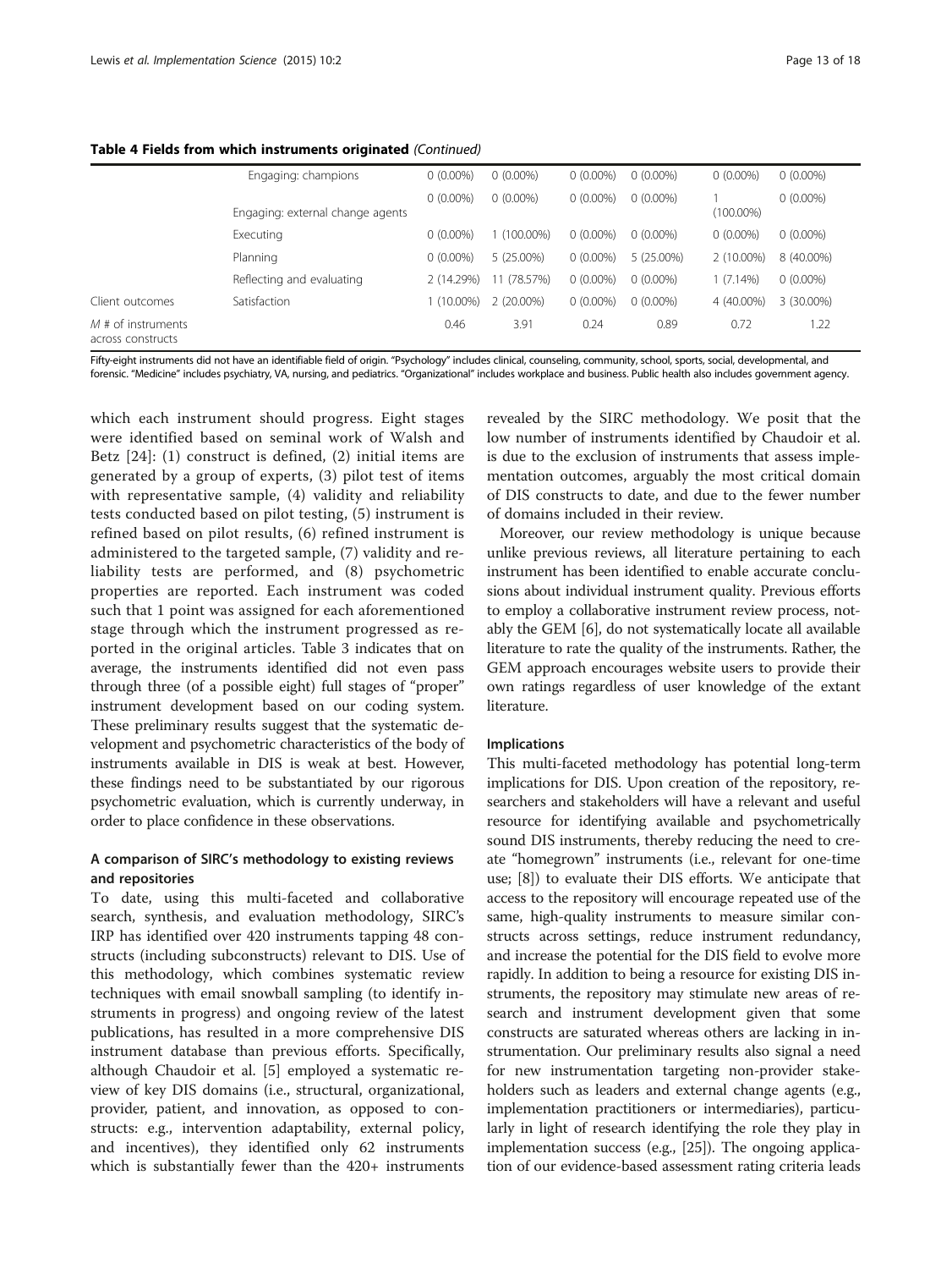**Table 4 Fields from which instruments originated** *(Continued)*

| | | | | | | | |
|---|---|---|---|---|---|---|---|
| | Engaging: champions | 0 (0.00%) | 0 (0.00%) | 0 (0.00%) | 0 (0.00%) | 0 (0.00%) | 0 (0.00%) |
| | Engaging: external change agents | 0 (0.00%) | 0 (0.00%) | 0 (0.00%) | 0 (0.00%) | 1 (100.00%) | 0 (0.00%) |
| | Executing | 0 (0.00%) | 1 (100.00%) | 0 (0.00%) | 0 (0.00%) | 0 (0.00%) | 0 (0.00%) |
| | Planning | 0 (0.00%) | 5 (25.00%) | 0 (0.00%) | 5 (25.00%) | 2 (10.00%) | 8 (40.00%) |
| | Reflecting and evaluating | 2 (14.29%) | 11 (78.57%) | 0 (0.00%) | 0 (0.00%) | 1 (7.14%) | 0 (0.00%) |
| Client outcomes | Satisfaction | 1 (10.00%) | 2 (20.00%) | 0 (0.00%) | 0 (0.00%) | 4 (40.00%) | 3 (30.00%) |
| *M* # of instruments across constructs | | 0.46 | 3.91 | 0.24 | 0.89 | 0.72 | 1.22 |

Fifty-eight instruments did not have an identifiable field of origin. "Psychology" includes clinical, counseling, community, school, sports, social, developmental, and forensic. "Medicine" includes psychiatry, VA, nursing, and pediatrics. "Organizational" includes workplace and business. Public health also includes government agency.

which each instrument should progress. Eight stages were identified based on seminal work of Walsh and Betz [24]: (1) construct is defined, (2) initial items are generated by a group of experts, (3) pilot test of items with representative sample, (4) validity and reliability tests conducted based on pilot testing, (5) instrument is refined based on pilot results, (6) refined instrument is administered to the targeted sample, (7) validity and reliability tests are performed, and (8) psychometric properties are reported. Each instrument was coded such that 1 point was assigned for each aforementioned stage through which the instrument progressed as reported in the original articles. Table 3 indicates that on average, the instruments identified did not even pass through three (of a possible eight) full stages of "proper" instrument development based on our coding system. These preliminary results suggest that the systematic development and psychometric characteristics of the body of instruments available in DIS is weak at best. However, these findings need to be substantiated by our rigorous psychometric evaluation, which is currently underway, in order to place confidence in these observations.

### A comparison of SIRC's methodology to existing reviews and repositories

To date, using this multi-faceted and collaborative search, synthesis, and evaluation methodology, SIRC's IRP has identified over 420 instruments tapping 48 constructs (including subconstructs) relevant to DIS. Use of this methodology, which combines systematic review techniques with email snowball sampling (to identify instruments in progress) and ongoing review of the latest publications, has resulted in a more comprehensive DIS instrument database than previous efforts. Specifically, although Chaudoir et al. [5] employed a systematic review of key DIS domains (i.e., structural, organizational, provider, patient, and innovation, as opposed to constructs: e.g., intervention adaptability, external policy, and incentives), they identified only 62 instruments which is substantially fewer than the 420+ instruments revealed by the SIRC methodology. We posit that the low number of instruments identified by Chaudoir et al. is due to the exclusion of instruments that assess implementation outcomes, arguably the most critical domain of DIS constructs to date, and due to the fewer number of domains included in their review.

Moreover, our review methodology is unique because unlike previous reviews, all literature pertaining to each instrument has been identified to enable accurate conclusions about individual instrument quality. Previous efforts to employ a collaborative instrument review process, notably the GEM [6], do not systematically locate all available literature to rate the quality of the instruments. Rather, the GEM approach encourages website users to provide their own ratings regardless of user knowledge of the extant literature.

### Implications

This multi-faceted methodology has potential long-term implications for DIS. Upon creation of the repository, researchers and stakeholders will have a relevant and useful resource for identifying available and psychometrically sound DIS instruments, thereby reducing the need to create "homegrown" instruments (i.e., relevant for one-time use; [8]) to evaluate their DIS efforts. We anticipate that access to the repository will encourage repeated use of the same, high-quality instruments to measure similar constructs across settings, reduce instrument redundancy, and increase the potential for the DIS field to evolve more rapidly. In addition to being a resource for existing DIS instruments, the repository may stimulate new areas of research and instrument development given that some constructs are saturated whereas others are lacking in instrumentation. Our preliminary results also signal a need for new instrumentation targeting non-provider stakeholders such as leaders and external change agents (e.g., implementation practitioners or intermediaries), particularly in light of research identifying the role they play in implementation success (e.g., [25]). The ongoing application of our evidence-based assessment rating criteria leads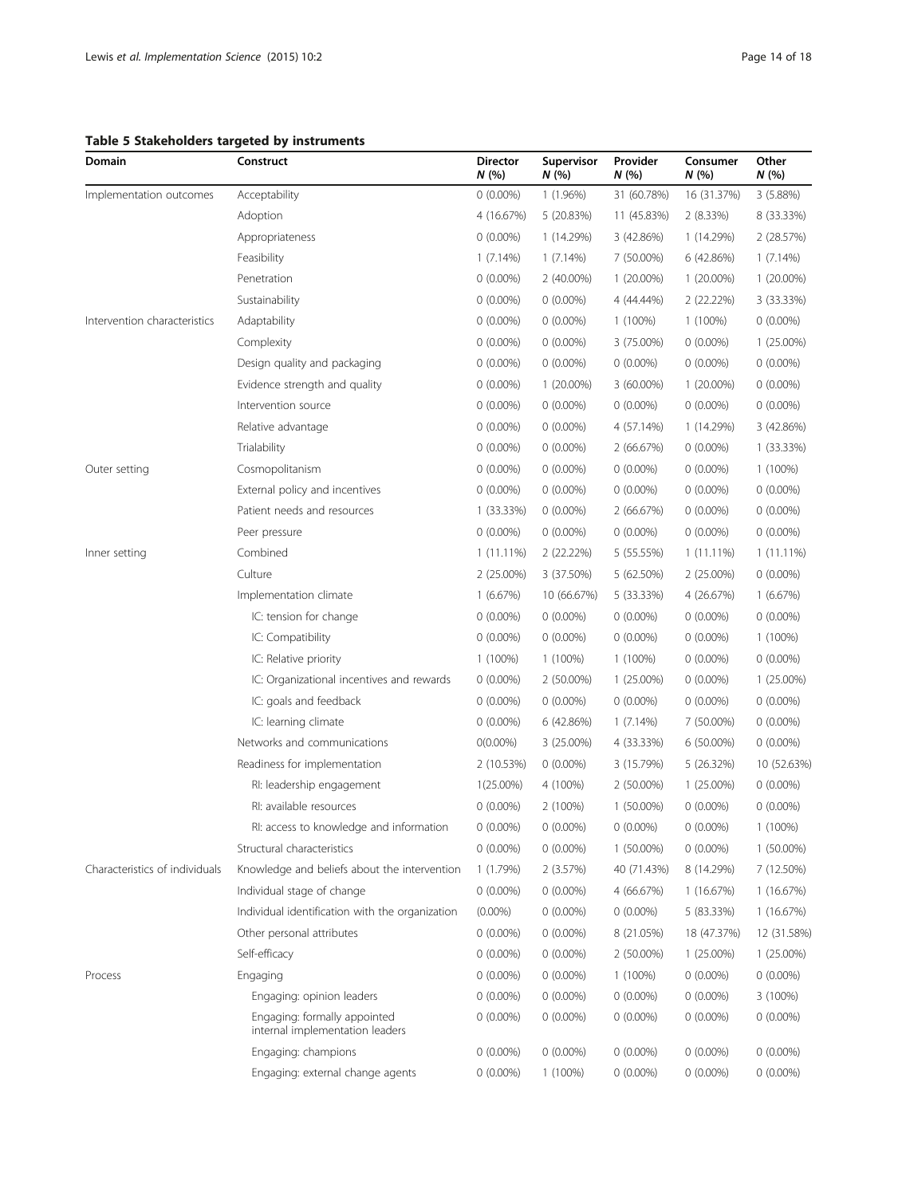**Table 5 Stakeholders targeted by instruments**

| Domain | Construct | Director *N* (%) | Supervisor *N* (%) | Provider *N* (%) | Consumer *N* (%) | Other *N* (%) |
|---|---|---|---|---|---|---|
| Implementation outcomes | Acceptability | 0 (0.00%) | 1 (1.96%) | 31 (60.78%) | 16 (31.37%) | 3 (5.88%) |
| | Adoption | 4 (16.67%) | 5 (20.83%) | 11 (45.83%) | 2 (8.33%) | 8 (33.33%) |
| | Appropriateness | 0 (0.00%) | 1 (14.29%) | 3 (42.86%) | 1 (14.29%) | 2 (28.57%) |
| | Feasibility | 1 (7.14%) | 1 (7.14%) | 7 (50.00%) | 6 (42.86%) | 1 (7.14%) |
| | Penetration | 0 (0.00%) | 2 (40.00%) | 1 (20.00%) | 1 (20.00%) | 1 (20.00%) |
| | Sustainability | 0 (0.00%) | 0 (0.00%) | 4 (44.44%) | 2 (22.22%) | 3 (33.33%) |
| Intervention characteristics | Adaptability | 0 (0.00%) | 0 (0.00%) | 1 (100%) | 1 (100%) | 0 (0.00%) |
| | Complexity | 0 (0.00%) | 0 (0.00%) | 3 (75.00%) | 0 (0.00%) | 1 (25.00%) |
| | Design quality and packaging | 0 (0.00%) | 0 (0.00%) | 0 (0.00%) | 0 (0.00%) | 0 (0.00%) |
| | Evidence strength and quality | 0 (0.00%) | 1 (20.00%) | 3 (60.00%) | 1 (20.00%) | 0 (0.00%) |
| | Intervention source | 0 (0.00%) | 0 (0.00%) | 0 (0.00%) | 0 (0.00%) | 0 (0.00%) |
| | Relative advantage | 0 (0.00%) | 0 (0.00%) | 4 (57.14%) | 1 (14.29%) | 3 (42.86%) |
| | Trialability | 0 (0.00%) | 0 (0.00%) | 2 (66.67%) | 0 (0.00%) | 1 (33.33%) |
| Outer setting | Cosmopolitanism | 0 (0.00%) | 0 (0.00%) | 0 (0.00%) | 0 (0.00%) | 1 (100%) |
| | External policy and incentives | 0 (0.00%) | 0 (0.00%) | 0 (0.00%) | 0 (0.00%) | 0 (0.00%) |
| | Patient needs and resources | 1 (33.33%) | 0 (0.00%) | 2 (66.67%) | 0 (0.00%) | 0 (0.00%) |
| | Peer pressure | 0 (0.00%) | 0 (0.00%) | 0 (0.00%) | 0 (0.00%) | 0 (0.00%) |
| Inner setting | Combined | 1 (11.11%) | 2 (22.22%) | 5 (55.55%) | 1 (11.11%) | 1 (11.11%) |
| | Culture | 2 (25.00%) | 3 (37.50%) | 5 (62.50%) | 2 (25.00%) | 0 (0.00%) |
| | Implementation climate | 1 (6.67%) | 10 (66.67%) | 5 (33.33%) | 4 (26.67%) | 1 (6.67%) |
| | IC: tension for change | 0 (0.00%) | 0 (0.00%) | 0 (0.00%) | 0 (0.00%) | 0 (0.00%) |
| | IC: Compatibility | 0 (0.00%) | 0 (0.00%) | 0 (0.00%) | 0 (0.00%) | 1 (100%) |
| | IC: Relative priority | 1 (100%) | 1 (100%) | 1 (100%) | 0 (0.00%) | 0 (0.00%) |
| | IC: Organizational incentives and rewards | 0 (0.00%) | 2 (50.00%) | 1 (25.00%) | 0 (0.00%) | 1 (25.00%) |
| | IC: goals and feedback | 0 (0.00%) | 0 (0.00%) | 0 (0.00%) | 0 (0.00%) | 0 (0.00%) |
| | IC: learning climate | 0 (0.00%) | 6 (42.86%) | 1 (7.14%) | 7 (50.00%) | 0 (0.00%) |
| | Networks and communications | 0(0.00%) | 3 (25.00%) | 4 (33.33%) | 6 (50.00%) | 0 (0.00%) |
| | Readiness for implementation | 2 (10.53%) | 0 (0.00%) | 3 (15.79%) | 5 (26.32%) | 10 (52.63%) |
| | RI: leadership engagement | 1(25.00%) | 4 (100%) | 2 (50.00%) | 1 (25.00%) | 0 (0.00%) |
| | RI: available resources | 0 (0.00%) | 2 (100%) | 1 (50.00%) | 0 (0.00%) | 0 (0.00%) |
| | RI: access to knowledge and information | 0 (0.00%) | 0 (0.00%) | 0 (0.00%) | 0 (0.00%) | 1 (100%) |
| | Structural characteristics | 0 (0.00%) | 0 (0.00%) | 1 (50.00%) | 0 (0.00%) | 1 (50.00%) |
| Characteristics of individuals | Knowledge and beliefs about the intervention | 1 (1.79%) | 2 (3.57%) | 40 (71.43%) | 8 (14.29%) | 7 (12.50%) |
| | Individual stage of change | 0 (0.00%) | 0 (0.00%) | 4 (66.67%) | 1 (16.67%) | 1 (16.67%) |
| | Individual identification with the organization | (0.00%) | 0 (0.00%) | 0 (0.00%) | 5 (83.33%) | 1 (16.67%) |
| | Other personal attributes | 0 (0.00%) | 0 (0.00%) | 8 (21.05%) | 18 (47.37%) | 12 (31.58%) |
| | Self-efficacy | 0 (0.00%) | 0 (0.00%) | 2 (50.00%) | 1 (25.00%) | 1 (25.00%) |
| Process | Engaging | 0 (0.00%) | 0 (0.00%) | 1 (100%) | 0 (0.00%) | 0 (0.00%) |
| | Engaging: opinion leaders | 0 (0.00%) | 0 (0.00%) | 0 (0.00%) | 0 (0.00%) | 3 (100%) |
| | Engaging: formally appointed internal implementation leaders | 0 (0.00%) | 0 (0.00%) | 0 (0.00%) | 0 (0.00%) | 0 (0.00%) |
| | Engaging: champions | 0 (0.00%) | 0 (0.00%) | 0 (0.00%) | 0 (0.00%) | 0 (0.00%) |
| | Engaging: external change agents | 0 (0.00%) | 1 (100%) | 0 (0.00%) | 0 (0.00%) | 0 (0.00%) |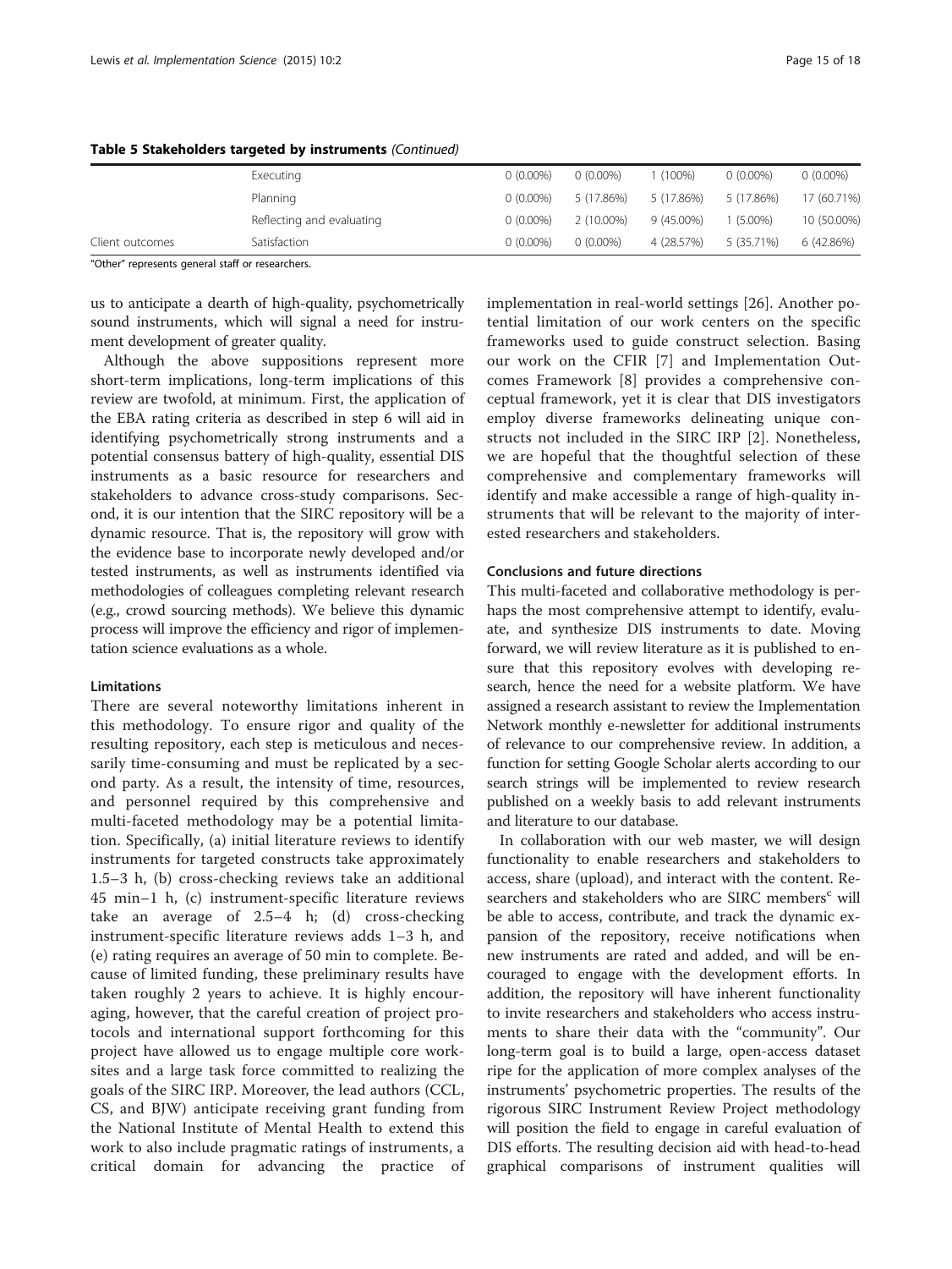**Table 5 Stakeholders targeted by instruments** *(Continued)*

| | | | | | | |
|---|---|---|---|---|---|---|
| | Executing | 0 (0.00%) | 0 (0.00%) | 1 (100%) | 0 (0.00%) | 0 (0.00%) |
| | Planning | 0 (0.00%) | 5 (17.86%) | 5 (17.86%) | 5 (17.86%) | 17 (60.71%) |
| | Reflecting and evaluating | 0 (0.00%) | 2 (10.00%) | 9 (45.00%) | 1 (5.00%) | 10 (50.00%) |
| Client outcomes | Satisfaction | 0 (0.00%) | 0 (0.00%) | 4 (28.57%) | 5 (35.71%) | 6 (42.86%) |

"Other" represents general staff or researchers.

us to anticipate a dearth of high-quality, psychometrically sound instruments, which will signal a need for instrument development of greater quality.

Although the above suppositions represent more short-term implications, long-term implications of this review are twofold, at minimum. First, the application of the EBA rating criteria as described in step 6 will aid in identifying psychometrically strong instruments and a potential consensus battery of high-quality, essential DIS instruments as a basic resource for researchers and stakeholders to advance cross-study comparisons. Second, it is our intention that the SIRC repository will be a dynamic resource. That is, the repository will grow with the evidence base to incorporate newly developed and/or tested instruments, as well as instruments identified via methodologies of colleagues completing relevant research (e.g., crowd sourcing methods). We believe this dynamic process will improve the efficiency and rigor of implementation science evaluations as a whole.

### Limitations

There are several noteworthy limitations inherent in this methodology. To ensure rigor and quality of the resulting repository, each step is meticulous and necessarily time-consuming and must be replicated by a second party. As a result, the intensity of time, resources, and personnel required by this comprehensive and multi-faceted methodology may be a potential limitation. Specifically, (a) initial literature reviews to identify instruments for targeted constructs take approximately 1.5–3 h, (b) cross-checking reviews take an additional 45 min–1 h, (c) instrument-specific literature reviews take an average of 2.5–4 h; (d) cross-checking instrument-specific literature reviews adds 1–3 h, and (e) rating requires an average of 50 min to complete. Because of limited funding, these preliminary results have taken roughly 2 years to achieve. It is highly encouraging, however, that the careful creation of project protocols and international support forthcoming for this project have allowed us to engage multiple core worksites and a large task force committed to realizing the goals of the SIRC IRP. Moreover, the lead authors (CCL, CS, and BJW) anticipate receiving grant funding from the National Institute of Mental Health to extend this work to also include pragmatic ratings of instruments, a critical domain for advancing the practice of implementation in real-world settings [26]. Another potential limitation of our work centers on the specific frameworks used to guide construct selection. Basing our work on the CFIR [7] and Implementation Outcomes Framework [8] provides a comprehensive conceptual framework, yet it is clear that DIS investigators employ diverse frameworks delineating unique constructs not included in the SIRC IRP [2]. Nonetheless, we are hopeful that the thoughtful selection of these comprehensive and complementary frameworks will identify and make accessible a range of high-quality instruments that will be relevant to the majority of interested researchers and stakeholders.

### Conclusions and future directions

This multi-faceted and collaborative methodology is perhaps the most comprehensive attempt to identify, evaluate, and synthesize DIS instruments to date. Moving forward, we will review literature as it is published to ensure that this repository evolves with developing research, hence the need for a website platform. We have assigned a research assistant to review the Implementation Network monthly e-newsletter for additional instruments of relevance to our comprehensive review. In addition, a function for setting Google Scholar alerts according to our search strings will be implemented to review research published on a weekly basis to add relevant instruments and literature to our database.

In collaboration with our web master, we will design functionality to enable researchers and stakeholders to access, share (upload), and interact with the content. Researchers and stakeholders who are SIRC members[c] will be able to access, contribute, and track the dynamic expansion of the repository, receive notifications when new instruments are rated and added, and will be encouraged to engage with the development efforts. In addition, the repository will have inherent functionality to invite researchers and stakeholders who access instruments to share their data with the "community". Our long-term goal is to build a large, open-access dataset ripe for the application of more complex analyses of the instruments' psychometric properties. The results of the rigorous SIRC Instrument Review Project methodology will position the field to engage in careful evaluation of DIS efforts. The resulting decision aid with head-to-head graphical comparisons of instrument qualities will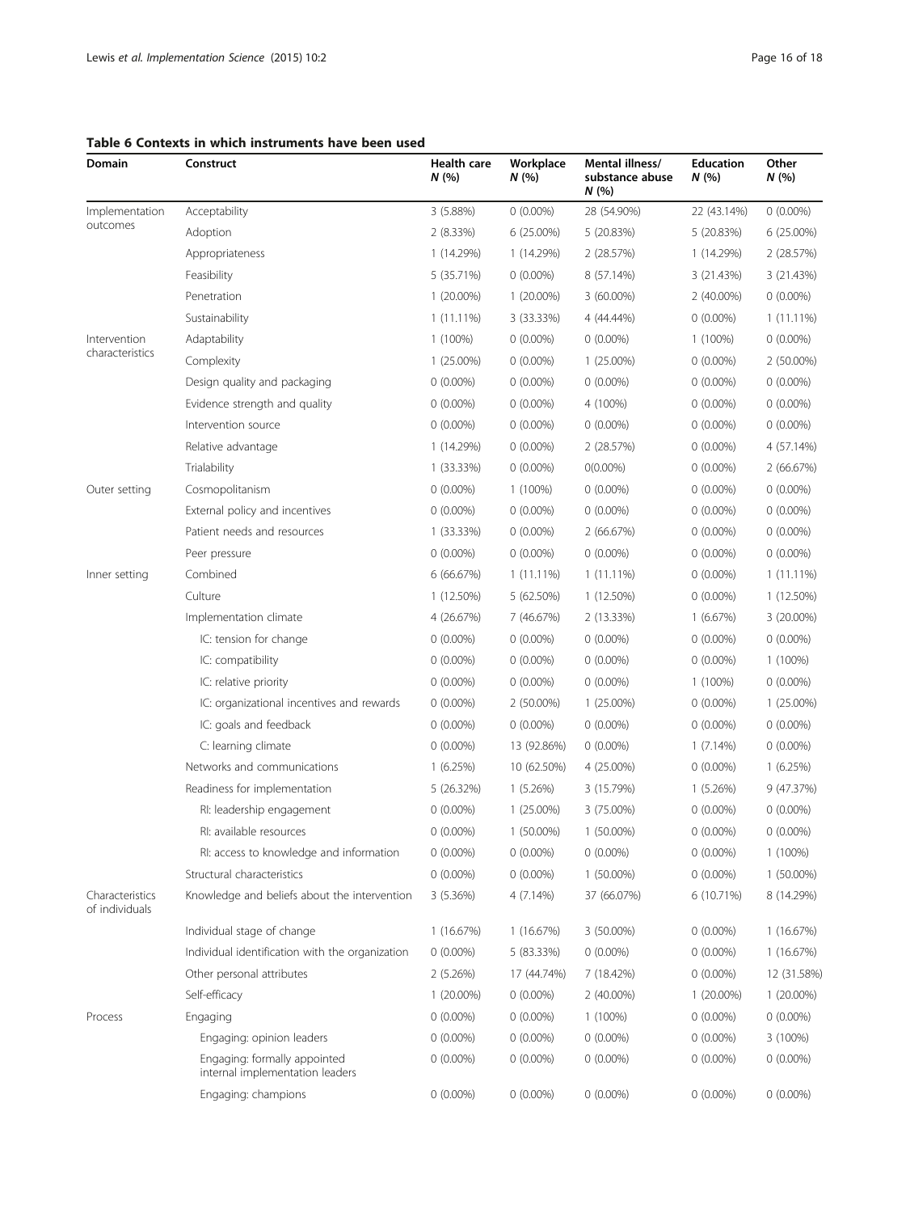**Table 6 Contexts in which instruments have been used**

| Domain | Construct | Health care *N* (%) | Workplace *N* (%) | Mental illness/ substance abuse *N* (%) | Education *N* (%) | Other *N* (%) |
|---|---|---|---|---|---|---|
| Implementation outcomes | Acceptability | 3 (5.88%) | 0 (0.00%) | 28 (54.90%) | 22 (43.14%) | 0 (0.00%) |
| | Adoption | 2 (8.33%) | 6 (25.00%) | 5 (20.83%) | 5 (20.83%) | 6 (25.00%) |
| | Appropriateness | 1 (14.29%) | 1 (14.29%) | 2 (28.57%) | 1 (14.29%) | 2 (28.57%) |
| | Feasibility | 5 (35.71%) | 0 (0.00%) | 8 (57.14%) | 3 (21.43%) | 3 (21.43%) |
| | Penetration | 1 (20.00%) | 1 (20.00%) | 3 (60.00%) | 2 (40.00%) | 0 (0.00%) |
| | Sustainability | 1 (11.11%) | 3 (33.33%) | 4 (44.44%) | 0 (0.00%) | 1 (11.11%) |
| Intervention characteristics | Adaptability | 1 (100%) | 0 (0.00%) | 0 (0.00%) | 1 (100%) | 0 (0.00%) |
| | Complexity | 1 (25.00%) | 0 (0.00%) | 1 (25.00%) | 0 (0.00%) | 2 (50.00%) |
| | Design quality and packaging | 0 (0.00%) | 0 (0.00%) | 0 (0.00%) | 0 (0.00%) | 0 (0.00%) |
| | Evidence strength and quality | 0 (0.00%) | 0 (0.00%) | 4 (100%) | 0 (0.00%) | 0 (0.00%) |
| | Intervention source | 0 (0.00%) | 0 (0.00%) | 0 (0.00%) | 0 (0.00%) | 0 (0.00%) |
| | Relative advantage | 1 (14.29%) | 0 (0.00%) | 2 (28.57%) | 0 (0.00%) | 4 (57.14%) |
| | Trialability | 1 (33.33%) | 0 (0.00%) | 0(0.00%) | 0 (0.00%) | 2 (66.67%) |
| Outer setting | Cosmopolitanism | 0 (0.00%) | 1 (100%) | 0 (0.00%) | 0 (0.00%) | 0 (0.00%) |
| | External policy and incentives | 0 (0.00%) | 0 (0.00%) | 0 (0.00%) | 0 (0.00%) | 0 (0.00%) |
| | Patient needs and resources | 1 (33.33%) | 0 (0.00%) | 2 (66.67%) | 0 (0.00%) | 0 (0.00%) |
| | Peer pressure | 0 (0.00%) | 0 (0.00%) | 0 (0.00%) | 0 (0.00%) | 0 (0.00%) |
| Inner setting | Combined | 6 (66.67%) | 1 (11.11%) | 1 (11.11%) | 0 (0.00%) | 1 (11.11%) |
| | Culture | 1 (12.50%) | 5 (62.50%) | 1 (12.50%) | 0 (0.00%) | 1 (12.50%) |
| | Implementation climate | 4 (26.67%) | 7 (46.67%) | 2 (13.33%) | 1 (6.67%) | 3 (20.00%) |
| | IC: tension for change | 0 (0.00%) | 0 (0.00%) | 0 (0.00%) | 0 (0.00%) | 0 (0.00%) |
| | IC: compatibility | 0 (0.00%) | 0 (0.00%) | 0 (0.00%) | 0 (0.00%) | 1 (100%) |
| | IC: relative priority | 0 (0.00%) | 0 (0.00%) | 0 (0.00%) | 1 (100%) | 0 (0.00%) |
| | IC: organizational incentives and rewards | 0 (0.00%) | 2 (50.00%) | 1 (25.00%) | 0 (0.00%) | 1 (25.00%) |
| | IC: goals and feedback | 0 (0.00%) | 0 (0.00%) | 0 (0.00%) | 0 (0.00%) | 0 (0.00%) |
| | C: learning climate | 0 (0.00%) | 13 (92.86%) | 0 (0.00%) | 1 (7.14%) | 0 (0.00%) |
| | Networks and communications | 1 (6.25%) | 10 (62.50%) | 4 (25.00%) | 0 (0.00%) | 1 (6.25%) |
| | Readiness for implementation | 5 (26.32%) | 1 (5.26%) | 3 (15.79%) | 1 (5.26%) | 9 (47.37%) |
| | RI: leadership engagement | 0 (0.00%) | 1 (25.00%) | 3 (75.00%) | 0 (0.00%) | 0 (0.00%) |
| | RI: available resources | 0 (0.00%) | 1 (50.00%) | 1 (50.00%) | 0 (0.00%) | 0 (0.00%) |
| | RI: access to knowledge and information | 0 (0.00%) | 0 (0.00%) | 0 (0.00%) | 0 (0.00%) | 1 (100%) |
| | Structural characteristics | 0 (0.00%) | 0 (0.00%) | 1 (50.00%) | 0 (0.00%) | 1 (50.00%) |
| Characteristics of individuals | Knowledge and beliefs about the intervention | 3 (5.36%) | 4 (7.14%) | 37 (66.07%) | 6 (10.71%) | 8 (14.29%) |
| | Individual stage of change | 1 (16.67%) | 1 (16.67%) | 3 (50.00%) | 0 (0.00%) | 1 (16.67%) |
| | Individual identification with the organization | 0 (0.00%) | 5 (83.33%) | 0 (0.00%) | 0 (0.00%) | 1 (16.67%) |
| | Other personal attributes | 2 (5.26%) | 17 (44.74%) | 7 (18.42%) | 0 (0.00%) | 12 (31.58%) |
| | Self-efficacy | 1 (20.00%) | 0 (0.00%) | 2 (40.00%) | 1 (20.00%) | 1 (20.00%) |
| Process | Engaging | 0 (0.00%) | 0 (0.00%) | 1 (100%) | 0 (0.00%) | 0 (0.00%) |
| | Engaging: opinion leaders | 0 (0.00%) | 0 (0.00%) | 0 (0.00%) | 0 (0.00%) | 3 (100%) |
| | Engaging: formally appointed internal implementation leaders | 0 (0.00%) | 0 (0.00%) | 0 (0.00%) | 0 (0.00%) | 0 (0.00%) |
| | Engaging: champions | 0 (0.00%) | 0 (0.00%) | 0 (0.00%) | 0 (0.00%) | 0 (0.00%) |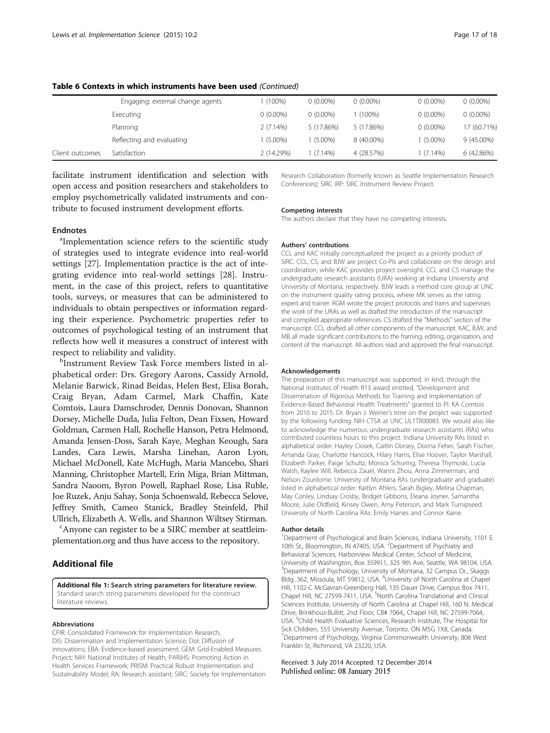**Table 6 Contexts in which instruments have been used** *(Continued)*

| | | | | | | |
|---|---|---|---|---|---|---|
| | Engaging: external change agents | 1 (100%) | 0 (0.00%) | 0 (0.00%) | 0 (0.00%) | 0 (0.00%) |
| | Executing | 0 (0.00%) | 0 (0.00%) | 1 (100%) | 0 (0.00%) | 0 (0.00%) |
| | Planning | 2 (7.14%) | 5 (17.86%) | 5 (17.86%) | 0 (0.00%) | 17 (60.71%) |
| | Reflecting and evaluating | 1 (5.00%) | 1 (5.00%) | 8 (40.00%) | 1 (5.00%) | 9 (45.00%) |
| Client outcomes | Satisfaction | 2 (14.29%) | 1 (7.14%) | 4 (28.57%) | 1 (7.14%) | 6 (42.86%) |

facilitate instrument identification and selection with open access and position researchers and stakeholders to employ psychometrically validated instruments and contribute to focused instrument development efforts.

## Endnotes

[a]Implementation science refers to the scientific study of strategies used to integrate evidence into real-world settings [27]. Implementation practice is the act of integrating evidence into real-world settings [28]. Instrument, in the case of this project, refers to quantitative tools, surveys, or measures that can be administered to individuals to obtain perspectives or information regarding their experience. Psychometric properties refer to outcomes of psychological testing of an instrument that reflects how well it measures a construct of interest with respect to reliability and validity.

[b]Instrument Review Task Force members listed in alphabetical order: Drs. Gregory Aarons, Cassidy Arnold, Melanie Barwick, Rinad Beidas, Helen Best, Elisa Borah, Craig Bryan, Adam Carmel, Mark Chaffin, Kate Comtois, Laura Damschroder, Dennis Donovan, Shannon Dorsey, Michelle Duda, Julia Felton, Dean Fixsen, Howard Goldman, Carmen Hall, Rochelle Hanson, Petra Helmond, Amanda Jensen-Doss, Sarah Kaye, Meghan Keough, Sara Landes, Cara Lewis, Marsha Linehan, Aaron Lyon, Michael McDonell, Kate McHugh, Maria Mancebo, Shari Manning, Christopher Martell, Erin Miga, Brian Mittman, Sandra Naoom, Byron Powell, Raphael Rose, Lisa Ruble, Joe Ruzek, Anju Sahay, Sonja Schoenwald, Rebecca Selove, Jeffrey Smith, Cameo Stanick, Bradley Steinfeld, Phil Ullrich, Elizabeth A. Wells, and Shannon Wiltsey Stirman.

[c]Anyone can register to be a SIRC member at seattleimplementation.org and thus have access to the repository.

## Additional file

**Additional file 1: Search string parameters for literature review.** Standard search string parameters developed for the construct literature reviews.

#### Abbreviations

CFIR: Consolidated Framework for Implementation Research; DIS: Dissemination and Implementation Science; DoI: Diffusion of innovations; EBA: Evidence-based assessment; GEM: Grid-Enabled Measures Project; NIH: National Institutes of Health; PARiHS: Promoting Action in Health Services Framework; PRISM: Practical Robust Implementation and Sustainability Model; RA: Research assistant; SIRC: Society for Implementation Research Collaboration (formerly known as Seattle Implementation Research Conferences); SIRC IRP: SIRC Instrument Review Project.

#### Competing interests

The authors declare that they have no competing interests.

#### Authors' contributions

CCL and KAC initially conceptualized the project as a priority product of SIRC. CCL, CS, and BJW are project Co-PIs and collaborate on the design and coordination, while KAC provides project oversight. CCL and CS manage the undergraduate research assistants (URA) working at Indiana University and University of Montana, respectively. BJW leads a method core group at UNC on the instrument quality rating process, where MK serves as the rating expert and trainer. RGM wrote the project protocols and trains and supervises the work of the URAs as well as drafted the introduction of the manuscript and compiled appropriate references. CS drafted the "Methods" section of the manuscript. CCL drafted all other components of the manuscript. KAC, BJW, and MB all made significant contributions to the framing, editing, organization, and content of the manuscript. All authors read and approved the final manuscript.

#### Acknowledgements

The preparation of this manuscript was supported, in kind, through the National Institutes of Health R13 award entitled, "Development and Dissemination of Rigorous Methods for Training and Implementation of Evidence-Based Behavioral Health Treatments" granted to PI: KA Comtois from 2010 to 2015. Dr. Bryan J. Weiner's time on the project was supported by the following funding: NIH CTSA at UNC UL1TR00083. We would also like to acknowledge the numerous undergraduate research assistants (RAs) who contributed countless hours to this project. Indiana University RAs listed in alphabetical order: Hayley Ciosek, Caitlin Dorsey, Dorina Feher, Sarah Fischer, Amanda Gray, Charlotte Hancock, Hilary Harris, Elise Hoover, Taylor Marshall, Elizabeth Parker, Paige Schultz, Monica Schuring, Theresa Thymoski, Lucia Walsh, Kaylee Will, Rebecca Zauel, Wanni Zhou, Anna Zimmerman, and Nelson Zounlome. University of Montana RAs (undergraduate and graduate) listed in alphabetical order: Kaitlyn Ahlers, Sarah Bigley, Melina Chapman, May Conley, Lindsay Crosby, Bridget Gibbons, Eleana Joyner, Samantha Moore, Julie Oldfield, Kinsey Owen, Amy Peterson, and Mark Turnipseed. University of North Carolina RAs: Emily Haines and Connor Kaine.

#### Author details

[1]Department of Psychological and Brain Sciences, Indiana University, 1101 E. 10th St., Bloomington, IN 47405, USA. [2]Department of Psychiatry and Behavioral Sciences, Harborview Medical Center, School of Medicine, University of Washington, Box 359911, 325 9th Ave, Seattle, WA 98104, USA. [3]Department of Psychology, University of Montana, 32 Campus Dr., Skaggs Bldg. 362, Missoula, MT 59812, USA. [4]University of North Carolina at Chapel Hill, 1102-C McGavran-Greenberg Hall, 135 Dauer Drive, Campus Box 7411, Chapel Hill, NC 27599-7411, USA. [5]North Carolina Translational and Clinical Sciences Institute, University of North Carolina at Chapel Hill, 160 N. Medical Drive, Brinkhous-Bullitt, 2nd Floor, CB# 7064,, Chapel Hill, NC 27599-7064, USA. [6]Child Health Evaluative Sciences, Research Institute, The Hospital for Sick Children, 555 University Avenue, Toronto, ON M5G 1X8, Canada. [7]Department of Psychology, Virginia Commonwealth University, 806 West Franklin St, Richmond, VA 23220, USA.

Received: 3 July 2014 Accepted: 12 December 2014
Published online: 08 January 2015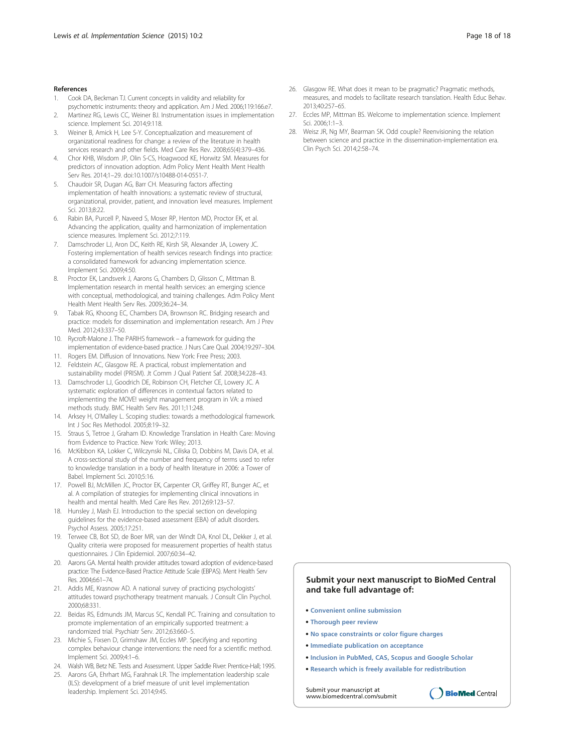## References

1. Cook DA, Beckman TJ. Current concepts in validity and reliability for psychometric instruments: theory and application. Am J Med. 2006;119:166.e7.
2. Martinez RG, Lewis CC, Weiner BJ. Instrumentation issues in implementation science. Implement Sci. 2014;9:118.
3. Weiner B, Amick H, Lee S-Y. Conceptualization and measurement of organizational readiness for change: a review of the literature in health services research and other fields. Med Care Res Rev. 2008;65(4):379–436.
4. Chor KHB, Wisdom JP, Olin S-CS, Hoagwood KE, Horwitz SM. Measures for predictors of innovation adoption. Adm Policy Ment Health Ment Health Serv Res. 2014;1–29. doi:10.1007/s10488-014-0551-7.
5. Chaudoir SR, Dugan AG, Barr CH. Measuring factors affecting implementation of health innovations: a systematic review of structural, organizational, provider, patient, and innovation level measures. Implement Sci. 2013;8:22.
6. Rabin BA, Purcell P, Naveed S, Moser RP, Henton MD, Proctor EK, et al. Advancing the application, quality and harmonization of implementation science measures. Implement Sci. 2012;7:119.
7. Damschroder LJ, Aron DC, Keith RE, Kirsh SR, Alexander JA, Lowery JC. Fostering implementation of health services research findings into practice: a consolidated framework for advancing implementation science. Implement Sci. 2009;4:50.
8. Proctor EK, Landsverk J, Aarons G, Chambers D, Glisson C, Mittman B. Implementation research in mental health services: an emerging science with conceptual, methodological, and training challenges. Adm Policy Ment Health Ment Health Serv Res. 2009;36:24–34.
9. Tabak RG, Khoong EC, Chambers DA, Brownson RC. Bridging research and practice: models for dissemination and implementation research. Am J Prev Med. 2012;43:337–50.
10. Rycroft-Malone J. The PARIHS framework – a framework for guiding the implementation of evidence-based practice. J Nurs Care Qual. 2004;19:297–304.
11. Rogers EM. Diffusion of Innovations. New York: Free Press; 2003.
12. Feldstein AC, Glasgow RE. A practical, robust implementation and sustainability model (PRISM). Jt Comm J Qual Patient Saf. 2008;34:228–43.
13. Damschroder LJ, Goodrich DE, Robinson CH, Fletcher CE, Lowery JC. A systematic exploration of differences in contextual factors related to implementing the MOVE! weight management program in VA: a mixed methods study. BMC Health Serv Res. 2011;11:248.
14. Arksey H, O'Malley L. Scoping studies: towards a methodological framework. Int J Soc Res Methodol. 2005;8:19–32.
15. Straus S, Tetroe J, Graham ID. Knowledge Translation in Health Care: Moving from Evidence to Practice. New York: Wiley; 2013.
16. McKibbon KA, Lokker C, Wilczynski NL, Ciliska D, Dobbins M, Davis DA, et al. A cross-sectional study of the number and frequency of terms used to refer to knowledge translation in a body of health literature in 2006: a Tower of Babel. Implement Sci. 2010;5:16.
17. Powell BJ, McMillen JC, Proctor EK, Carpenter CR, Griffey RT, Bunger AC, et al. A compilation of strategies for implementing clinical innovations in health and mental health. Med Care Res Rev. 2012;69:123–57.
18. Hunsley J, Mash EJ. Introduction to the special section on developing guidelines for the evidence-based assessment (EBA) of adult disorders. Psychol Assess. 2005;17:251.
19. Terwee CB, Bot SD, de Boer MR, van der Windt DA, Knol DL, Dekker J, et al. Quality criteria were proposed for measurement properties of health status questionnaires. J Clin Epidemiol. 2007;60:34–42.
20. Aarons GA. Mental health provider attitudes toward adoption of evidence-based practice: The Evidence-Based Practice Attitude Scale (EBPAS). Ment Health Serv Res. 2004;6:61–74.
21. Addis ME, Krasnow AD. A national survey of practicing psychologists' attitudes toward psychotherapy treatment manuals. J Consult Clin Psychol. 2000;68:331.
22. Beidas RS, Edmunds JM, Marcus SC, Kendall PC. Training and consultation to promote implementation of an empirically supported treatment: a randomized trial. Psychiatr Serv. 2012;63:660–5.
23. Michie S, Fixsen D, Grimshaw JM, Eccles MP. Specifying and reporting complex behaviour change interventions: the need for a scientific method. Implement Sci. 2009;4:1–6.
24. Walsh WB, Betz NE. Tests and Assessment. Upper Saddle River: Prentice-Hall; 1995.
25. Aarons GA, Ehrhart MG, Farahnak LR. The implementation leadership scale (ILS): development of a brief measure of unit level implementation leadership. Implement Sci. 2014;9:45.
26. Glasgow RE. What does it mean to be pragmatic? Pragmatic methods, measures, and models to facilitate research translation. Health Educ Behav. 2013;40:257–65.
27. Eccles MP, Mittman BS. Welcome to implementation science. Implement Sci. 2006;1:1–3.
28. Weisz JR, Ng MY, Bearman SK. Odd couple? Reenvisioning the relation between science and practice in the dissemination-implementation era. Clin Psych Sci. 2014;2:58–74.

**Submit your next manuscript to BioMed Central and take full advantage of:**

- **Convenient online submission**
- **Thorough peer review**
- **No space constraints or color figure charges**
- **Immediate publication on acceptance**
- **Inclusion in PubMed, CAS, Scopus and Google Scholar**
- **Research which is freely available for redistribution**

Submit your manuscript at
www.biomedcentral.com/submit

BioMed Central